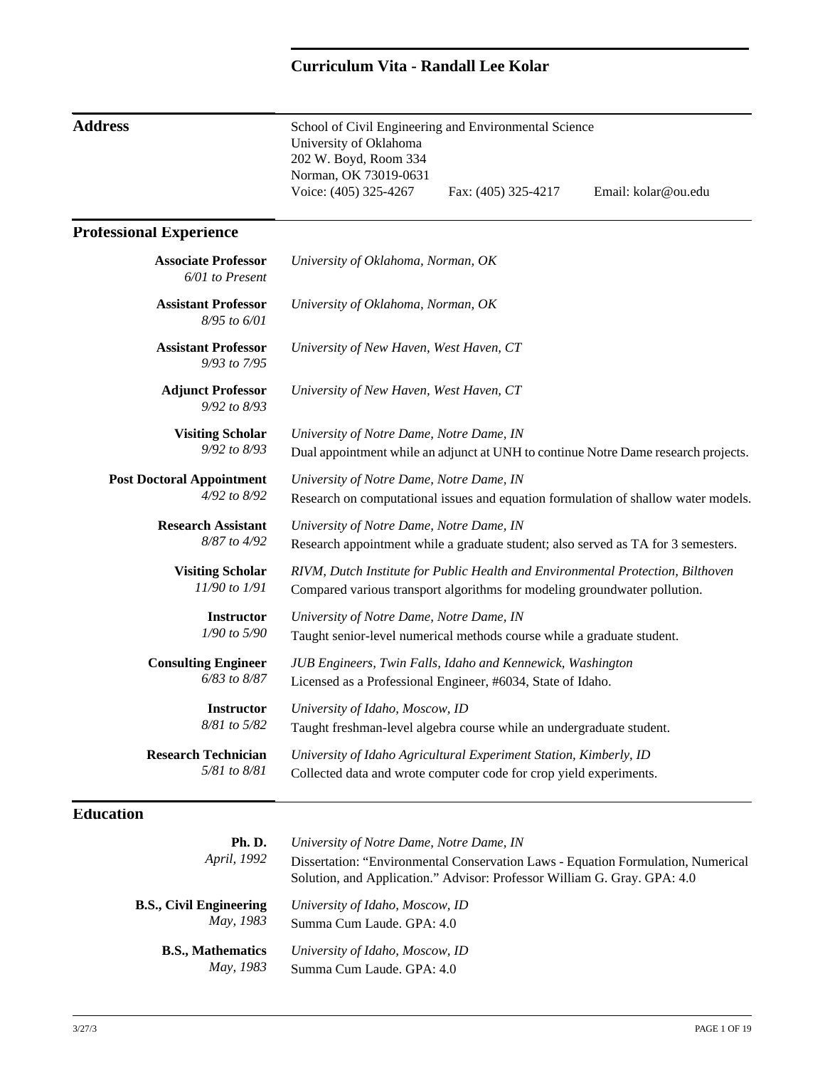# Curriculum Vita - Randall Lee Kolar

## Address

School of Civil Engineering and Environmental Science
University of Oklahoma
202 W. Boyd, Room 334
Norman, OK 73019-0631
Voice: (405) 325-4267 Fax: (405) 325-4217 Email: kolar@ou.edu

## Professional Experience

**Associate Professor**
*6/01 to Present*
*University of Oklahoma, Norman, OK*

**Assistant Professor**
*8/95 to 6/01*
*University of Oklahoma, Norman, OK*

**Assistant Professor**
*9/93 to 7/95*
*University of New Haven, West Haven, CT*

**Adjunct Professor**
*9/92 to 8/93*
*University of New Haven, West Haven, CT*

**Visiting Scholar**
*9/92 to 8/93*
*University of Notre Dame, Notre Dame, IN*
Dual appointment while an adjunct at UNH to continue Notre Dame research projects.

**Post Doctoral Appointment**
*4/92 to 8/92*
*University of Notre Dame, Notre Dame, IN*
Research on computational issues and equation formulation of shallow water models.

**Research Assistant**
*8/87 to 4/92*
*University of Notre Dame, Notre Dame, IN*
Research appointment while a graduate student; also served as TA for 3 semesters.

**Visiting Scholar**
*11/90 to 1/91*
*RIVM, Dutch Institute for Public Health and Environmental Protection, Bilthoven*
Compared various transport algorithms for modeling groundwater pollution.

**Instructor**
*1/90 to 5/90*
*University of Notre Dame, Notre Dame, IN*
Taught senior-level numerical methods course while a graduate student.

**Consulting Engineer**
*6/83 to 8/87*
*JUB Engineers, Twin Falls, Idaho and Kennewick, Washington*
Licensed as a Professional Engineer, #6034, State of Idaho.

**Instructor**
*8/81 to 5/82*
*University of Idaho, Moscow, ID*
Taught freshman-level algebra course while an undergraduate student.

**Research Technician**
*5/81 to 8/81*
*University of Idaho Agricultural Experiment Station, Kimberly, ID*
Collected data and wrote computer code for crop yield experiments.

## Education

**Ph. D.**
*April, 1992*
*University of Notre Dame, Notre Dame, IN*
Dissertation: "Environmental Conservation Laws - Equation Formulation, Numerical Solution, and Application." Advisor: Professor William G. Gray. GPA: 4.0

**B.S., Civil Engineering**
*May, 1983*
*University of Idaho, Moscow, ID*
Summa Cum Laude. GPA: 4.0

**B.S., Mathematics**
*May, 1983*
*University of Idaho, Moscow, ID*
Summa Cum Laude. GPA: 4.0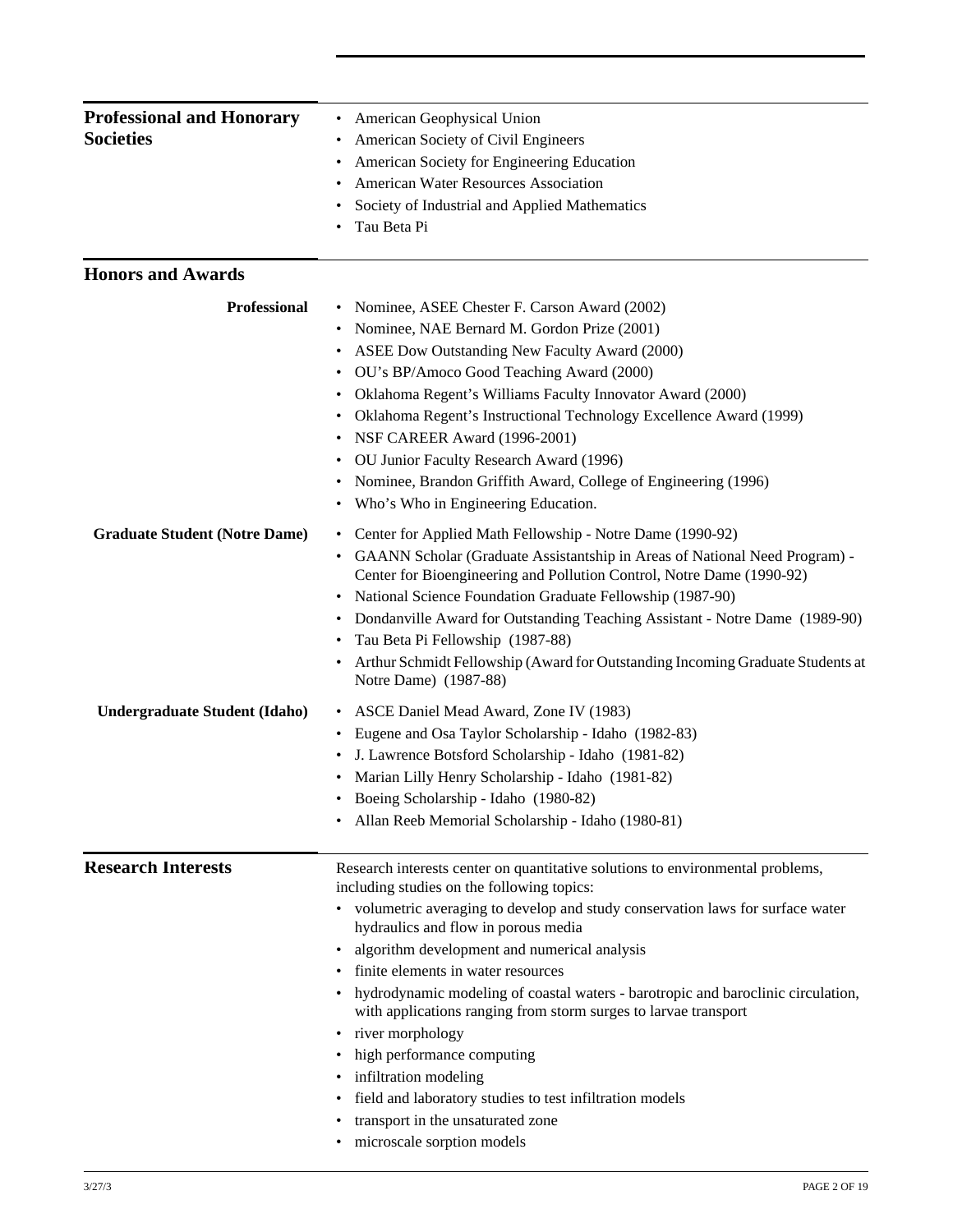## Professional and Honorary Societies

- American Geophysical Union
- American Society of Civil Engineers
- American Society for Engineering Education
- American Water Resources Association
- Society of Industrial and Applied Mathematics
- Tau Beta Pi

## Honors and Awards

### Professional

- Nominee, ASEE Chester F. Carson Award (2002)
- Nominee, NAE Bernard M. Gordon Prize (2001)
- ASEE Dow Outstanding New Faculty Award (2000)
- OU's BP/Amoco Good Teaching Award (2000)
- Oklahoma Regent's Williams Faculty Innovator Award (2000)
- Oklahoma Regent's Instructional Technology Excellence Award (1999)
- NSF CAREER Award (1996-2001)
- OU Junior Faculty Research Award (1996)
- Nominee, Brandon Griffith Award, College of Engineering (1996)
- Who's Who in Engineering Education.

### Graduate Student (Notre Dame)

- Center for Applied Math Fellowship - Notre Dame (1990-92)
- GAANN Scholar (Graduate Assistantship in Areas of National Need Program) - Center for Bioengineering and Pollution Control, Notre Dame (1990-92)
- National Science Foundation Graduate Fellowship (1987-90)
- Dondanville Award for Outstanding Teaching Assistant - Notre Dame (1989-90)
- Tau Beta Pi Fellowship (1987-88)
- Arthur Schmidt Fellowship (Award for Outstanding Incoming Graduate Students at Notre Dame) (1987-88)

### Undergraduate Student (Idaho)

- ASCE Daniel Mead Award, Zone IV (1983)
- Eugene and Osa Taylor Scholarship - Idaho (1982-83)
- J. Lawrence Botsford Scholarship - Idaho (1981-82)
- Marian Lilly Henry Scholarship - Idaho (1981-82)
- Boeing Scholarship - Idaho (1980-82)
- Allan Reeb Memorial Scholarship - Idaho (1980-81)

## Research Interests

Research interests center on quantitative solutions to environmental problems, including studies on the following topics:

- volumetric averaging to develop and study conservation laws for surface water hydraulics and flow in porous media
- algorithm development and numerical analysis
- finite elements in water resources
- hydrodynamic modeling of coastal waters - barotropic and baroclinic circulation, with applications ranging from storm surges to larvae transport
- river morphology
- high performance computing
- infiltration modeling
- field and laboratory studies to test infiltration models
- transport in the unsaturated zone
- microscale sorption models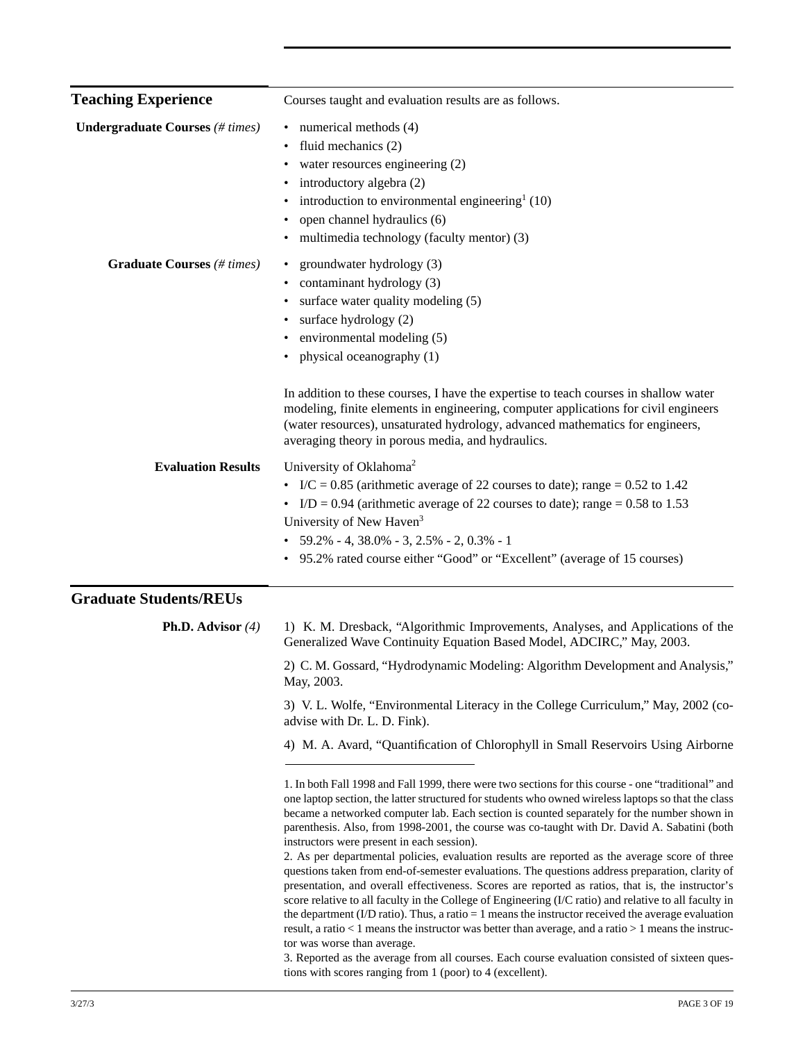## Teaching Experience

Courses taught and evaluation results are as follows.

**Undergraduate Courses** *(# times)*

- numerical methods (4)
- fluid mechanics (2)
- water resources engineering (2)
- introductory algebra (2)
- introduction to environmental engineering[1] (10)
- open channel hydraulics (6)
- multimedia technology (faculty mentor) (3)

**Graduate Courses** *(# times)*

- groundwater hydrology (3)
- contaminant hydrology (3)
- surface water quality modeling (5)
- surface hydrology (2)
- environmental modeling (5)
- physical oceanography (1)

In addition to these courses, I have the expertise to teach courses in shallow water modeling, finite elements in engineering, computer applications for civil engineers (water resources), unsaturated hydrology, advanced mathematics for engineers, averaging theory in porous media, and hydraulics.

**Evaluation Results**

University of Oklahoma[2]

- I/C = 0.85 (arithmetic average of 22 courses to date); range = 0.52 to 1.42
- I/D = 0.94 (arithmetic average of 22 courses to date); range = 0.58 to 1.53

University of New Haven[3]

- 59.2% - 4, 38.0% - 3, 2.5% - 2, 0.3% - 1
- 95.2% rated course either "Good" or "Excellent" (average of 15 courses)

## Graduate Students/REUs

**Ph.D. Advisor** *(4)*

1) K. M. Dresback, "Algorithmic Improvements, Analyses, and Applications of the Generalized Wave Continuity Equation Based Model, ADCIRC," May, 2003.

2) C. M. Gossard, "Hydrodynamic Modeling: Algorithm Development and Analysis," May, 2003.

3) V. L. Wolfe, "Environmental Literacy in the College Curriculum," May, 2002 (co-advise with Dr. L. D. Fink).

4) M. A. Avard, "Quantification of Chlorophyll in Small Reservoirs Using Airborne

---

1. In both Fall 1998 and Fall 1999, there were two sections for this course - one "traditional" and one laptop section, the latter structured for students who owned wireless laptops so that the class became a networked computer lab. Each section is counted separately for the number shown in parenthesis. Also, from 1998-2001, the course was co-taught with Dr. David A. Sabatini (both instructors were present in each session).

2. As per departmental policies, evaluation results are reported as the average score of three questions taken from end-of-semester evaluations. The questions address preparation, clarity of presentation, and overall effectiveness. Scores are reported as ratios, that is, the instructor's score relative to all faculty in the College of Engineering (I/C ratio) and relative to all faculty in the department (I/D ratio). Thus, a ratio = 1 means the instructor received the average evaluation result, a ratio < 1 means the instructor was better than average, and a ratio > 1 means the instructor was worse than average.

3. Reported as the average from all courses. Each course evaluation consisted of sixteen questions with scores ranging from 1 (poor) to 4 (excellent).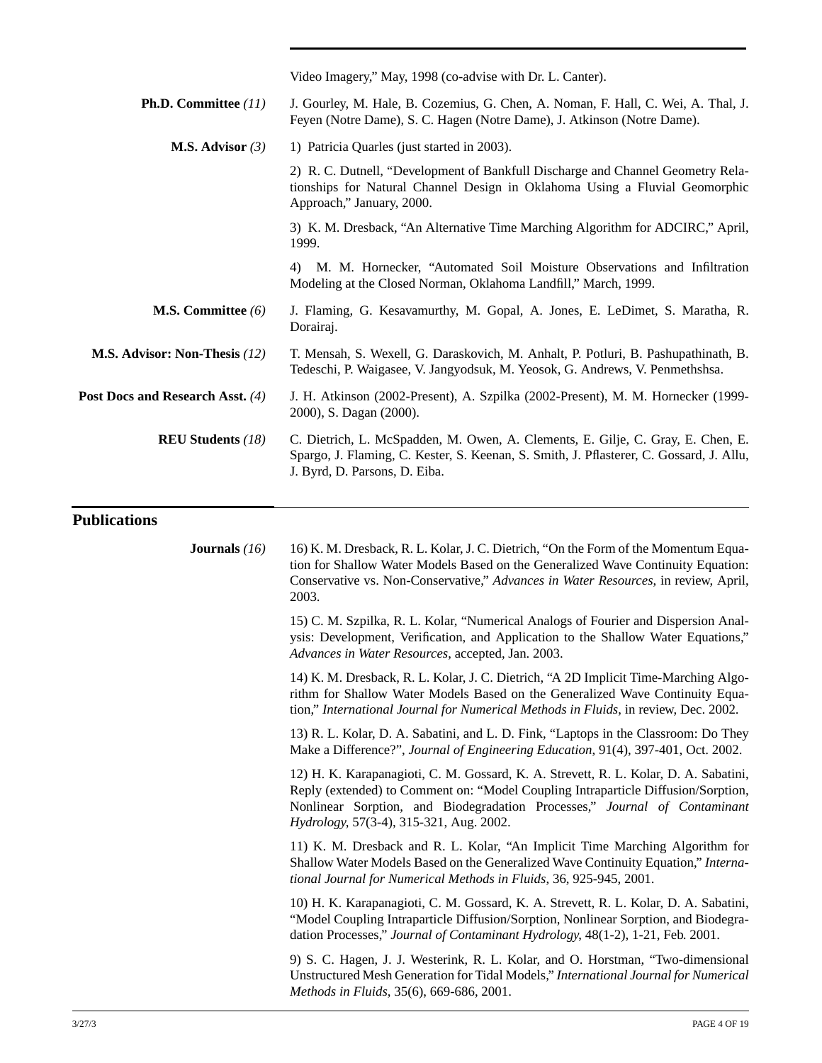Video Imagery," May, 1998 (co-advise with Dr. L. Canter).

**Ph.D. Committee** *(11)* J. Gourley, M. Hale, B. Cozemius, G. Chen, A. Noman, F. Hall, C. Wei, A. Thal, J. Feyen (Notre Dame), S. C. Hagen (Notre Dame), J. Atkinson (Notre Dame).

**M.S. Advisor** *(3)*

1) Patricia Quarles (just started in 2003).

2) R. C. Dutnell, "Development of Bankfull Discharge and Channel Geometry Relationships for Natural Channel Design in Oklahoma Using a Fluvial Geomorphic Approach," January, 2000.

3) K. M. Dresback, "An Alternative Time Marching Algorithm for ADCIRC," April, 1999.

4) M. M. Hornecker, "Automated Soil Moisture Observations and Infiltration Modeling at the Closed Norman, Oklahoma Landfill," March, 1999.

**M.S. Committee** *(6)* J. Flaming, G. Kesavamurthy, M. Gopal, A. Jones, E. LeDimet, S. Maratha, R. Dorairaj.

**M.S. Advisor: Non-Thesis** *(12)* T. Mensah, S. Wexell, G. Daraskovich, M. Anhalt, P. Potluri, B. Pashupathinath, B. Tedeschi, P. Waigasee, V. Jangyodsuk, M. Yeosok, G. Andrews, V. Penmethshsa.

**Post Docs and Research Asst.** *(4)* J. H. Atkinson (2002-Present), A. Szpilka (2002-Present), M. M. Hornecker (1999-2000), S. Dagan (2000).

**REU Students** *(18)* C. Dietrich, L. McSpadden, M. Owen, A. Clements, E. Gilje, C. Gray, E. Chen, E. Spargo, J. Flaming, C. Kester, S. Keenan, S. Smith, J. Pflasterer, C. Gossard, J. Allu, J. Byrd, D. Parsons, D. Eiba.

## Publications

**Journals** *(16)*

16) K. M. Dresback, R. L. Kolar, J. C. Dietrich, "On the Form of the Momentum Equation for Shallow Water Models Based on the Generalized Wave Continuity Equation: Conservative vs. Non-Conservative," *Advances in Water Resources*, in review, April, 2003.

15) C. M. Szpilka, R. L. Kolar, "Numerical Analogs of Fourier and Dispersion Analysis: Development, Verification, and Application to the Shallow Water Equations," *Advances in Water Resources*, accepted, Jan. 2003.

14) K. M. Dresback, R. L. Kolar, J. C. Dietrich, "A 2D Implicit Time-Marching Algorithm for Shallow Water Models Based on the Generalized Wave Continuity Equation," *International Journal for Numerical Methods in Fluids*, in review, Dec. 2002.

13) R. L. Kolar, D. A. Sabatini, and L. D. Fink, "Laptops in the Classroom: Do They Make a Difference?", *Journal of Engineering Education*, 91(4), 397-401, Oct. 2002.

12) H. K. Karapanagioti, C. M. Gossard, K. A. Strevett, R. L. Kolar, D. A. Sabatini, Reply (extended) to Comment on: "Model Coupling Intraparticle Diffusion/Sorption, Nonlinear Sorption, and Biodegradation Processes," *Journal of Contaminant Hydrology*, 57(3-4), 315-321, Aug. 2002.

11) K. M. Dresback and R. L. Kolar, "An Implicit Time Marching Algorithm for Shallow Water Models Based on the Generalized Wave Continuity Equation," *International Journal for Numerical Methods in Fluids*, 36, 925-945, 2001.

10) H. K. Karapanagioti, C. M. Gossard, K. A. Strevett, R. L. Kolar, D. A. Sabatini, "Model Coupling Intraparticle Diffusion/Sorption, Nonlinear Sorption, and Biodegradation Processes," *Journal of Contaminant Hydrology*, 48(1-2), 1-21, Feb. 2001.

9) S. C. Hagen, J. J. Westerink, R. L. Kolar, and O. Horstman, "Two-dimensional Unstructured Mesh Generation for Tidal Models," *International Journal for Numerical Methods in Fluids*, 35(6), 669-686, 2001.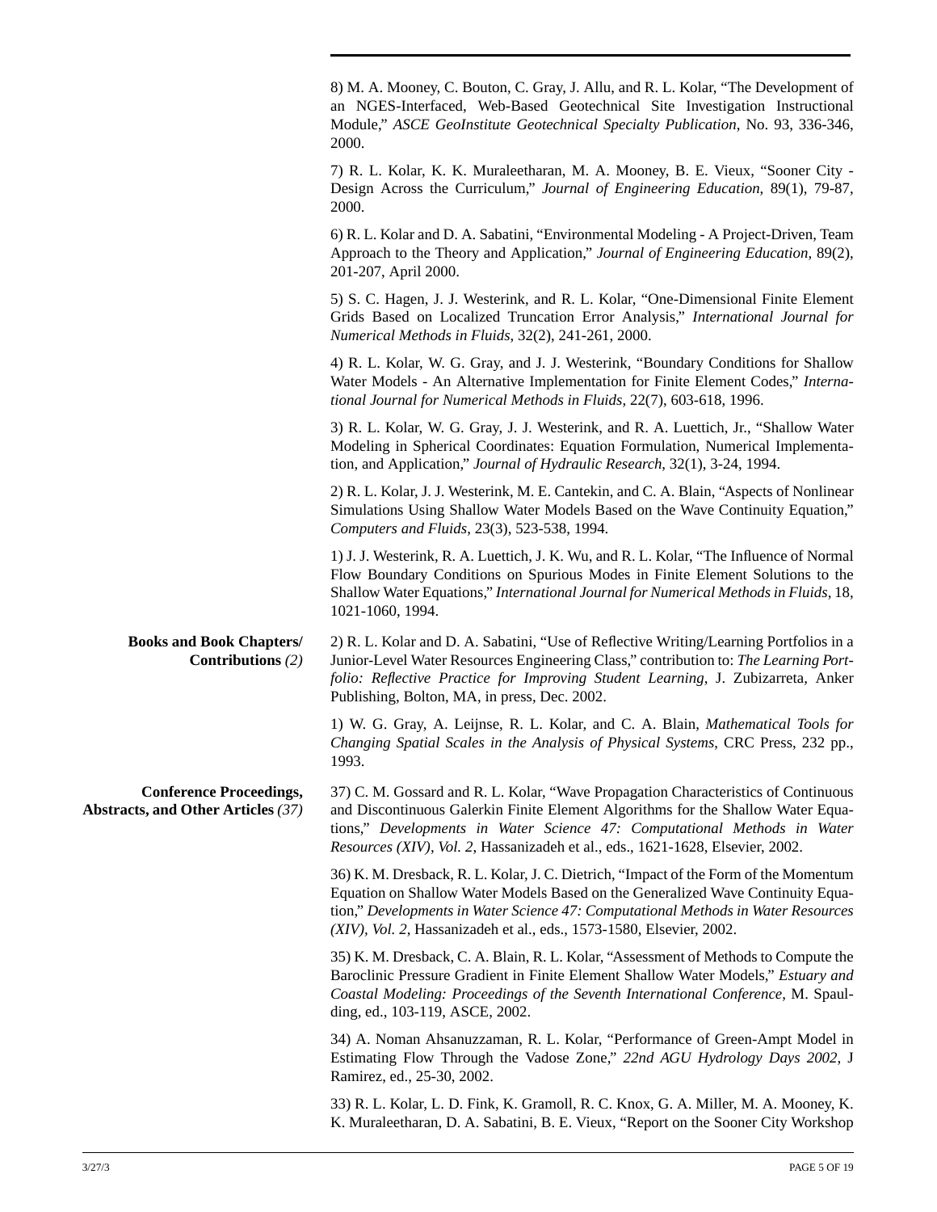8) M. A. Mooney, C. Bouton, C. Gray, J. Allu, and R. L. Kolar, "The Development of an NGES-Interfaced, Web-Based Geotechnical Site Investigation Instructional Module," *ASCE GeoInstitute Geotechnical Specialty Publication*, No. 93, 336-346, 2000.

7) R. L. Kolar, K. K. Muraleetharan, M. A. Mooney, B. E. Vieux, "Sooner City - Design Across the Curriculum," *Journal of Engineering Education*, 89(1), 79-87, 2000.

6) R. L. Kolar and D. A. Sabatini, "Environmental Modeling - A Project-Driven, Team Approach to the Theory and Application," *Journal of Engineering Education*, 89(2), 201-207, April 2000.

5) S. C. Hagen, J. J. Westerink, and R. L. Kolar, "One-Dimensional Finite Element Grids Based on Localized Truncation Error Analysis," *International Journal for Numerical Methods in Fluids*, 32(2), 241-261, 2000.

4) R. L. Kolar, W. G. Gray, and J. J. Westerink, "Boundary Conditions for Shallow Water Models - An Alternative Implementation for Finite Element Codes," *International Journal for Numerical Methods in Fluids*, 22(7), 603-618, 1996.

3) R. L. Kolar, W. G. Gray, J. J. Westerink, and R. A. Luettich, Jr., "Shallow Water Modeling in Spherical Coordinates: Equation Formulation, Numerical Implementation, and Application," *Journal of Hydraulic Research*, 32(1), 3-24, 1994.

2) R. L. Kolar, J. J. Westerink, M. E. Cantekin, and C. A. Blain, "Aspects of Nonlinear Simulations Using Shallow Water Models Based on the Wave Continuity Equation," *Computers and Fluids*, 23(3), 523-538, 1994.

1) J. J. Westerink, R. A. Luettich, J. K. Wu, and R. L. Kolar, "The Influence of Normal Flow Boundary Conditions on Spurious Modes in Finite Element Solutions to the Shallow Water Equations," *International Journal for Numerical Methods in Fluids*, 18, 1021-1060, 1994.

**Books and Book Chapters/ Contributions** *(2)*

2) R. L. Kolar and D. A. Sabatini, "Use of Reflective Writing/Learning Portfolios in a Junior-Level Water Resources Engineering Class," contribution to: *The Learning Portfolio: Reflective Practice for Improving Student Learning*, J. Zubizarreta, Anker Publishing, Bolton, MA, in press, Dec. 2002.

1) W. G. Gray, A. Leijnse, R. L. Kolar, and C. A. Blain, *Mathematical Tools for Changing Spatial Scales in the Analysis of Physical Systems*, CRC Press, 232 pp., 1993.

**Conference Proceedings, Abstracts, and Other Articles** *(37)*

37) C. M. Gossard and R. L. Kolar, "Wave Propagation Characteristics of Continuous and Discontinuous Galerkin Finite Element Algorithms for the Shallow Water Equations," *Developments in Water Science 47: Computational Methods in Water Resources (XIV), Vol. 2*, Hassanizadeh et al., eds., 1621-1628, Elsevier, 2002.

36) K. M. Dresback, R. L. Kolar, J. C. Dietrich, "Impact of the Form of the Momentum Equation on Shallow Water Models Based on the Generalized Wave Continuity Equation," *Developments in Water Science 47: Computational Methods in Water Resources (XIV), Vol. 2*, Hassanizadeh et al., eds., 1573-1580, Elsevier, 2002.

35) K. M. Dresback, C. A. Blain, R. L. Kolar, "Assessment of Methods to Compute the Baroclinic Pressure Gradient in Finite Element Shallow Water Models," *Estuary and Coastal Modeling: Proceedings of the Seventh International Conference*, M. Spaulding, ed., 103-119, ASCE, 2002.

34) A. Noman Ahsanuzzaman, R. L. Kolar, "Performance of Green-Ampt Model in Estimating Flow Through the Vadose Zone," *22nd AGU Hydrology Days 2002*, J Ramirez, ed., 25-30, 2002.

33) R. L. Kolar, L. D. Fink, K. Gramoll, R. C. Knox, G. A. Miller, M. A. Mooney, K. K. Muraleetharan, D. A. Sabatini, B. E. Vieux, "Report on the Sooner City Workshop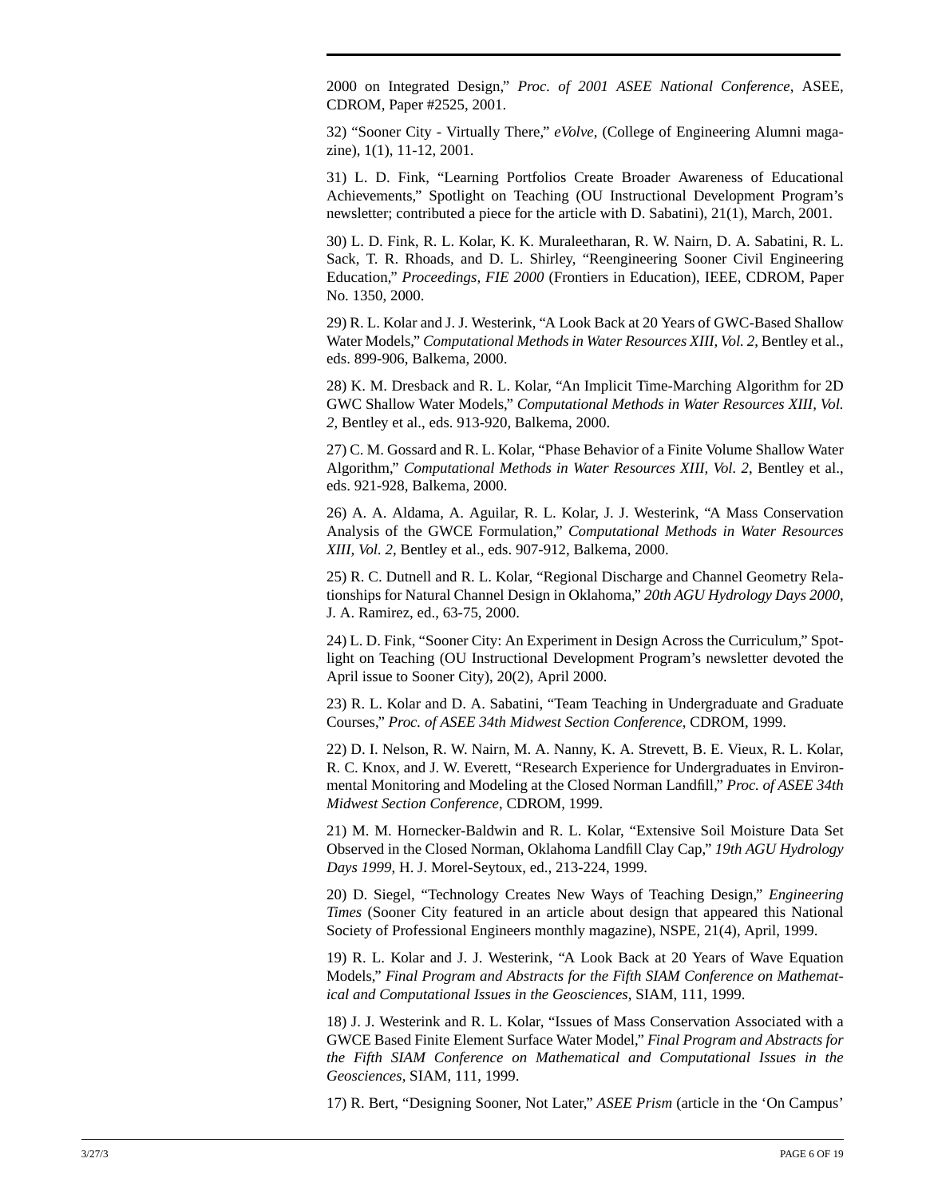2000 on Integrated Design," *Proc. of 2001 ASEE National Conference*, ASEE, CDROM, Paper #2525, 2001.

32) "Sooner City - Virtually There," *eVolve*, (College of Engineering Alumni magazine), 1(1), 11-12, 2001.

31) L. D. Fink, "Learning Portfolios Create Broader Awareness of Educational Achievements," Spotlight on Teaching (OU Instructional Development Program's newsletter; contributed a piece for the article with D. Sabatini), 21(1), March, 2001.

30) L. D. Fink, R. L. Kolar, K. K. Muraleetharan, R. W. Nairn, D. A. Sabatini, R. L. Sack, T. R. Rhoads, and D. L. Shirley, "Reengineering Sooner Civil Engineering Education," *Proceedings, FIE 2000* (Frontiers in Education), IEEE, CDROM, Paper No. 1350, 2000.

29) R. L. Kolar and J. J. Westerink, "A Look Back at 20 Years of GWC-Based Shallow Water Models," *Computational Methods in Water Resources XIII, Vol. 2*, Bentley et al., eds. 899-906, Balkema, 2000.

28) K. M. Dresback and R. L. Kolar, "An Implicit Time-Marching Algorithm for 2D GWC Shallow Water Models," *Computational Methods in Water Resources XIII, Vol. 2*, Bentley et al., eds. 913-920, Balkema, 2000.

27) C. M. Gossard and R. L. Kolar, "Phase Behavior of a Finite Volume Shallow Water Algorithm," *Computational Methods in Water Resources XIII, Vol. 2*, Bentley et al., eds. 921-928, Balkema, 2000.

26) A. A. Aldama, A. Aguilar, R. L. Kolar, J. J. Westerink, "A Mass Conservation Analysis of the GWCE Formulation," *Computational Methods in Water Resources XIII, Vol. 2*, Bentley et al., eds. 907-912, Balkema, 2000.

25) R. C. Dutnell and R. L. Kolar, "Regional Discharge and Channel Geometry Relationships for Natural Channel Design in Oklahoma," *20th AGU Hydrology Days 2000*, J. A. Ramirez, ed., 63-75, 2000.

24) L. D. Fink, "Sooner City: An Experiment in Design Across the Curriculum," Spotlight on Teaching (OU Instructional Development Program's newsletter devoted the April issue to Sooner City), 20(2), April 2000.

23) R. L. Kolar and D. A. Sabatini, "Team Teaching in Undergraduate and Graduate Courses," *Proc. of ASEE 34th Midwest Section Conference*, CDROM, 1999.

22) D. I. Nelson, R. W. Nairn, M. A. Nanny, K. A. Strevett, B. E. Vieux, R. L. Kolar, R. C. Knox, and J. W. Everett, "Research Experience for Undergraduates in Environmental Monitoring and Modeling at the Closed Norman Landfill," *Proc. of ASEE 34th Midwest Section Conference*, CDROM, 1999.

21) M. M. Hornecker-Baldwin and R. L. Kolar, "Extensive Soil Moisture Data Set Observed in the Closed Norman, Oklahoma Landfill Clay Cap," *19th AGU Hydrology Days 1999*, H. J. Morel-Seytoux, ed., 213-224, 1999.

20) D. Siegel, "Technology Creates New Ways of Teaching Design," *Engineering Times* (Sooner City featured in an article about design that appeared this National Society of Professional Engineers monthly magazine), NSPE, 21(4), April, 1999.

19) R. L. Kolar and J. J. Westerink, "A Look Back at 20 Years of Wave Equation Models," *Final Program and Abstracts for the Fifth SIAM Conference on Mathematical and Computational Issues in the Geosciences*, SIAM, 111, 1999.

18) J. J. Westerink and R. L. Kolar, "Issues of Mass Conservation Associated with a GWCE Based Finite Element Surface Water Model," *Final Program and Abstracts for the Fifth SIAM Conference on Mathematical and Computational Issues in the Geosciences*, SIAM, 111, 1999.

17) R. Bert, "Designing Sooner, Not Later," *ASEE Prism* (article in the 'On Campus'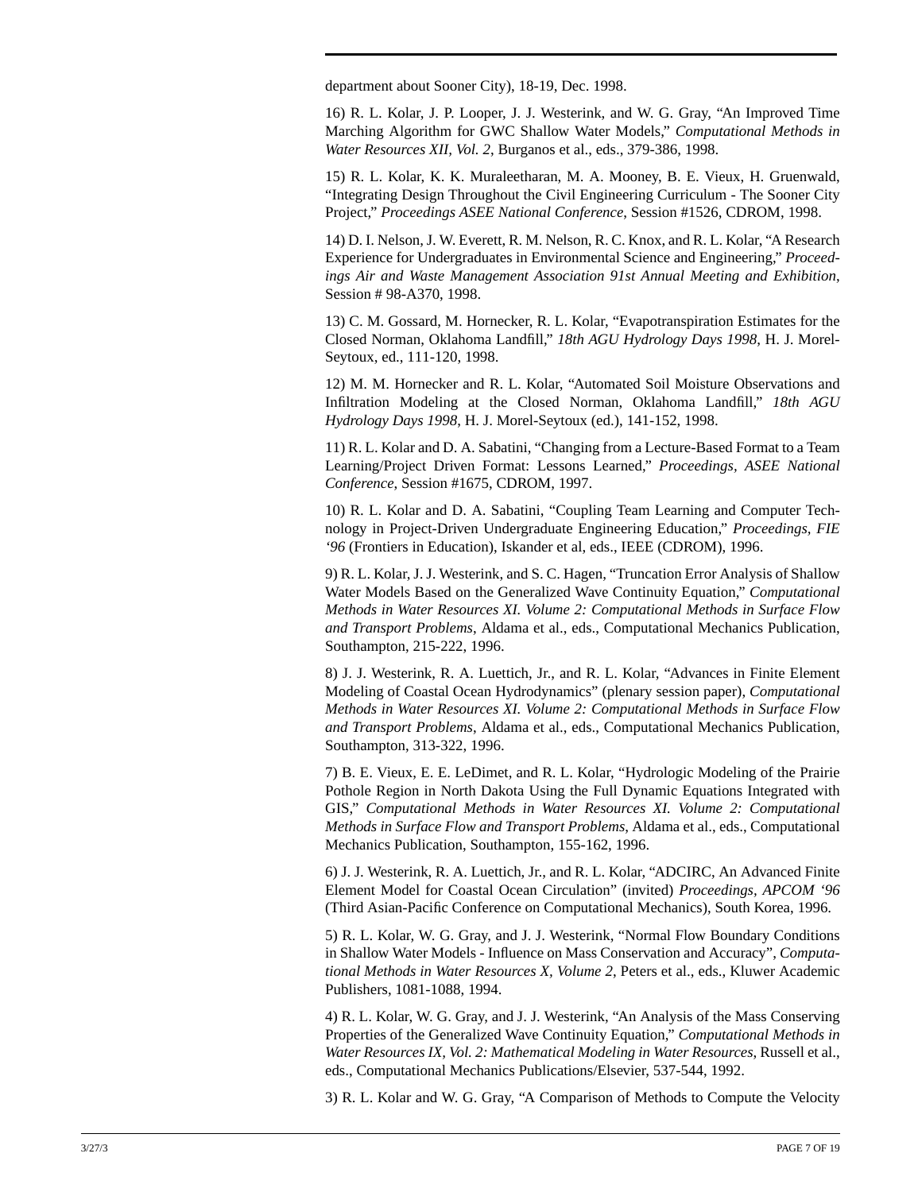department about Sooner City), 18-19, Dec. 1998.

16) R. L. Kolar, J. P. Looper, J. J. Westerink, and W. G. Gray, "An Improved Time Marching Algorithm for GWC Shallow Water Models," *Computational Methods in Water Resources XII, Vol. 2*, Burganos et al., eds., 379-386, 1998.

15) R. L. Kolar, K. K. Muraleetharan, M. A. Mooney, B. E. Vieux, H. Gruenwald, "Integrating Design Throughout the Civil Engineering Curriculum - The Sooner City Project," *Proceedings ASEE National Conference*, Session #1526, CDROM, 1998.

14) D. I. Nelson, J. W. Everett, R. M. Nelson, R. C. Knox, and R. L. Kolar, "A Research Experience for Undergraduates in Environmental Science and Engineering," *Proceedings Air and Waste Management Association 91st Annual Meeting and Exhibition*, Session # 98-A370, 1998.

13) C. M. Gossard, M. Hornecker, R. L. Kolar, "Evapotranspiration Estimates for the Closed Norman, Oklahoma Landfill," *18th AGU Hydrology Days 1998*, H. J. Morel-Seytoux, ed., 111-120, 1998.

12) M. M. Hornecker and R. L. Kolar, "Automated Soil Moisture Observations and Infiltration Modeling at the Closed Norman, Oklahoma Landfill," *18th AGU Hydrology Days 1998*, H. J. Morel-Seytoux (ed.), 141-152, 1998.

11) R. L. Kolar and D. A. Sabatini, "Changing from a Lecture-Based Format to a Team Learning/Project Driven Format: Lessons Learned," *Proceedings, ASEE National Conference*, Session #1675, CDROM, 1997.

10) R. L. Kolar and D. A. Sabatini, "Coupling Team Learning and Computer Technology in Project-Driven Undergraduate Engineering Education," *Proceedings, FIE '96* (Frontiers in Education), Iskander et al, eds., IEEE (CDROM), 1996.

9) R. L. Kolar, J. J. Westerink, and S. C. Hagen, "Truncation Error Analysis of Shallow Water Models Based on the Generalized Wave Continuity Equation," *Computational Methods in Water Resources XI. Volume 2: Computational Methods in Surface Flow and Transport Problems*, Aldama et al., eds., Computational Mechanics Publication, Southampton, 215-222, 1996.

8) J. J. Westerink, R. A. Luettich, Jr., and R. L. Kolar, "Advances in Finite Element Modeling of Coastal Ocean Hydrodynamics" (plenary session paper), *Computational Methods in Water Resources XI. Volume 2: Computational Methods in Surface Flow and Transport Problems*, Aldama et al., eds., Computational Mechanics Publication, Southampton, 313-322, 1996.

7) B. E. Vieux, E. E. LeDimet, and R. L. Kolar, "Hydrologic Modeling of the Prairie Pothole Region in North Dakota Using the Full Dynamic Equations Integrated with GIS," *Computational Methods in Water Resources XI. Volume 2: Computational Methods in Surface Flow and Transport Problems*, Aldama et al., eds., Computational Mechanics Publication, Southampton, 155-162, 1996.

6) J. J. Westerink, R. A. Luettich, Jr., and R. L. Kolar, "ADCIRC, An Advanced Finite Element Model for Coastal Ocean Circulation" (invited) *Proceedings, APCOM '96* (Third Asian-Pacific Conference on Computational Mechanics), South Korea, 1996.

5) R. L. Kolar, W. G. Gray, and J. J. Westerink, "Normal Flow Boundary Conditions in Shallow Water Models - Influence on Mass Conservation and Accuracy", *Computational Methods in Water Resources X, Volume 2*, Peters et al., eds., Kluwer Academic Publishers, 1081-1088, 1994.

4) R. L. Kolar, W. G. Gray, and J. J. Westerink, "An Analysis of the Mass Conserving Properties of the Generalized Wave Continuity Equation," *Computational Methods in Water Resources IX, Vol. 2: Mathematical Modeling in Water Resources*, Russell et al., eds., Computational Mechanics Publications/Elsevier, 537-544, 1992.

3) R. L. Kolar and W. G. Gray, "A Comparison of Methods to Compute the Velocity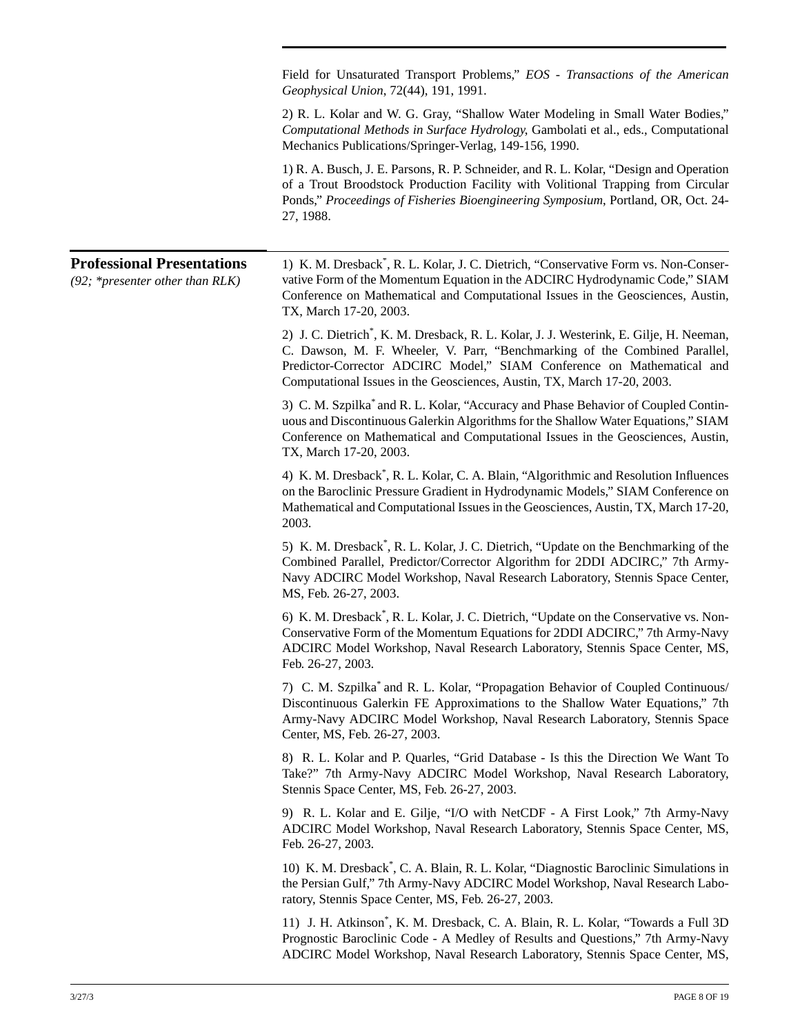Field for Unsaturated Transport Problems," *EOS - Transactions of the American Geophysical Union*, 72(44), 191, 1991.

2) R. L. Kolar and W. G. Gray, "Shallow Water Modeling in Small Water Bodies," *Computational Methods in Surface Hydrology,* Gambolati et al., eds., Computational Mechanics Publications/Springer-Verlag, 149-156, 1990.

1) R. A. Busch, J. E. Parsons, R. P. Schneider, and R. L. Kolar, "Design and Operation of a Trout Broodstock Production Facility with Volitional Trapping from Circular Ponds," *Proceedings of Fisheries Bioengineering Symposium*, Portland, OR, Oct. 24-27, 1988.

## Professional Presentations

*(92; \*presenter other than RLK)*

1) K. M. Dresback*, R. L. Kolar, J. C. Dietrich, "Conservative Form vs. Non-Conservative Form of the Momentum Equation in the ADCIRC Hydrodynamic Code," SIAM Conference on Mathematical and Computational Issues in the Geosciences, Austin, TX, March 17-20, 2003.

2) J. C. Dietrich*, K. M. Dresback, R. L. Kolar, J. J. Westerink, E. Gilje, H. Neeman, C. Dawson, M. F. Wheeler, V. Parr, "Benchmarking of the Combined Parallel, Predictor-Corrector ADCIRC Model," SIAM Conference on Mathematical and Computational Issues in the Geosciences, Austin, TX, March 17-20, 2003.

3) C. M. Szpilka* and R. L. Kolar, "Accuracy and Phase Behavior of Coupled Continuous and Discontinuous Galerkin Algorithms for the Shallow Water Equations," SIAM Conference on Mathematical and Computational Issues in the Geosciences, Austin, TX, March 17-20, 2003.

4) K. M. Dresback*, R. L. Kolar, C. A. Blain, "Algorithmic and Resolution Influences on the Baroclinic Pressure Gradient in Hydrodynamic Models," SIAM Conference on Mathematical and Computational Issues in the Geosciences, Austin, TX, March 17-20, 2003.

5) K. M. Dresback*, R. L. Kolar, J. C. Dietrich, "Update on the Benchmarking of the Combined Parallel, Predictor/Corrector Algorithm for 2DDI ADCIRC," 7th Army-Navy ADCIRC Model Workshop, Naval Research Laboratory, Stennis Space Center, MS, Feb. 26-27, 2003.

6) K. M. Dresback*, R. L. Kolar, J. C. Dietrich, "Update on the Conservative vs. Non-Conservative Form of the Momentum Equations for 2DDI ADCIRC," 7th Army-Navy ADCIRC Model Workshop, Naval Research Laboratory, Stennis Space Center, MS, Feb. 26-27, 2003.

7) C. M. Szpilka* and R. L. Kolar, "Propagation Behavior of Coupled Continuous/Discontinuous Galerkin FE Approximations to the Shallow Water Equations," 7th Army-Navy ADCIRC Model Workshop, Naval Research Laboratory, Stennis Space Center, MS, Feb. 26-27, 2003.

8) R. L. Kolar and P. Quarles, "Grid Database - Is this the Direction We Want To Take?" 7th Army-Navy ADCIRC Model Workshop, Naval Research Laboratory, Stennis Space Center, MS, Feb. 26-27, 2003.

9) R. L. Kolar and E. Gilje, "I/O with NetCDF - A First Look," 7th Army-Navy ADCIRC Model Workshop, Naval Research Laboratory, Stennis Space Center, MS, Feb. 26-27, 2003.

10) K. M. Dresback*, C. A. Blain, R. L. Kolar, "Diagnostic Baroclinic Simulations in the Persian Gulf," 7th Army-Navy ADCIRC Model Workshop, Naval Research Laboratory, Stennis Space Center, MS, Feb. 26-27, 2003.

11) J. H. Atkinson*, K. M. Dresback, C. A. Blain, R. L. Kolar, "Towards a Full 3D Prognostic Baroclinic Code - A Medley of Results and Questions," 7th Army-Navy ADCIRC Model Workshop, Naval Research Laboratory, Stennis Space Center, MS,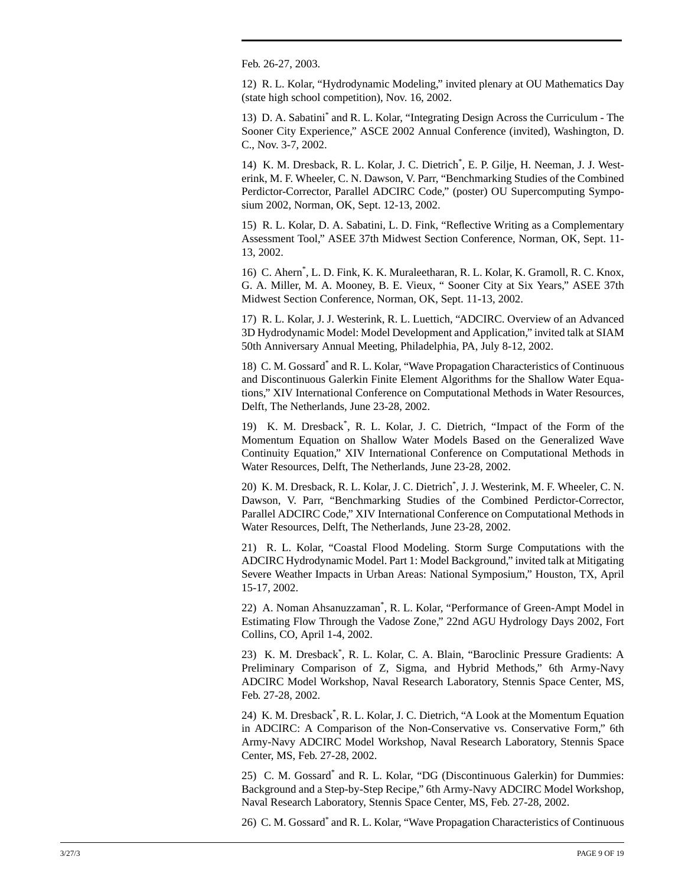Feb. 26-27, 2003.

12) R. L. Kolar, "Hydrodynamic Modeling," invited plenary at OU Mathematics Day (state high school competition), Nov. 16, 2002.

13) D. A. Sabatini* and R. L. Kolar, "Integrating Design Across the Curriculum - The Sooner City Experience," ASCE 2002 Annual Conference (invited), Washington, D. C., Nov. 3-7, 2002.

14) K. M. Dresback, R. L. Kolar, J. C. Dietrich*, E. P. Gilje, H. Neeman, J. J. Westerink, M. F. Wheeler, C. N. Dawson, V. Parr, "Benchmarking Studies of the Combined Perdictor-Corrector, Parallel ADCIRC Code," (poster) OU Supercomputing Symposium 2002, Norman, OK, Sept. 12-13, 2002.

15) R. L. Kolar, D. A. Sabatini, L. D. Fink, "Reflective Writing as a Complementary Assessment Tool," ASEE 37th Midwest Section Conference, Norman, OK, Sept. 11-13, 2002.

16) C. Ahern*, L. D. Fink, K. K. Muraleetharan, R. L. Kolar, K. Gramoll, R. C. Knox, G. A. Miller, M. A. Mooney, B. E. Vieux, " Sooner City at Six Years," ASEE 37th Midwest Section Conference, Norman, OK, Sept. 11-13, 2002.

17) R. L. Kolar, J. J. Westerink, R. L. Luettich, "ADCIRC. Overview of an Advanced 3D Hydrodynamic Model: Model Development and Application," invited talk at SIAM 50th Anniversary Annual Meeting, Philadelphia, PA, July 8-12, 2002.

18) C. M. Gossard* and R. L. Kolar, "Wave Propagation Characteristics of Continuous and Discontinuous Galerkin Finite Element Algorithms for the Shallow Water Equations," XIV International Conference on Computational Methods in Water Resources, Delft, The Netherlands, June 23-28, 2002.

19) K. M. Dresback*, R. L. Kolar, J. C. Dietrich, "Impact of the Form of the Momentum Equation on Shallow Water Models Based on the Generalized Wave Continuity Equation," XIV International Conference on Computational Methods in Water Resources, Delft, The Netherlands, June 23-28, 2002.

20) K. M. Dresback, R. L. Kolar, J. C. Dietrich*, J. J. Westerink, M. F. Wheeler, C. N. Dawson, V. Parr, "Benchmarking Studies of the Combined Perdictor-Corrector, Parallel ADCIRC Code," XIV International Conference on Computational Methods in Water Resources, Delft, The Netherlands, June 23-28, 2002.

21) R. L. Kolar, "Coastal Flood Modeling. Storm Surge Computations with the ADCIRC Hydrodynamic Model. Part 1: Model Background," invited talk at Mitigating Severe Weather Impacts in Urban Areas: National Symposium," Houston, TX, April 15-17, 2002.

22) A. Noman Ahsanuzzaman*, R. L. Kolar, "Performance of Green-Ampt Model in Estimating Flow Through the Vadose Zone," 22nd AGU Hydrology Days 2002, Fort Collins, CO, April 1-4, 2002.

23) K. M. Dresback*, R. L. Kolar, C. A. Blain, "Baroclinic Pressure Gradients: A Preliminary Comparison of Z, Sigma, and Hybrid Methods," 6th Army-Navy ADCIRC Model Workshop, Naval Research Laboratory, Stennis Space Center, MS, Feb. 27-28, 2002.

24) K. M. Dresback*, R. L. Kolar, J. C. Dietrich, "A Look at the Momentum Equation in ADCIRC: A Comparison of the Non-Conservative vs. Conservative Form," 6th Army-Navy ADCIRC Model Workshop, Naval Research Laboratory, Stennis Space Center, MS, Feb. 27-28, 2002.

25) C. M. Gossard* and R. L. Kolar, "DG (Discontinuous Galerkin) for Dummies: Background and a Step-by-Step Recipe," 6th Army-Navy ADCIRC Model Workshop, Naval Research Laboratory, Stennis Space Center, MS, Feb. 27-28, 2002.

26) C. M. Gossard* and R. L. Kolar, "Wave Propagation Characteristics of Continuous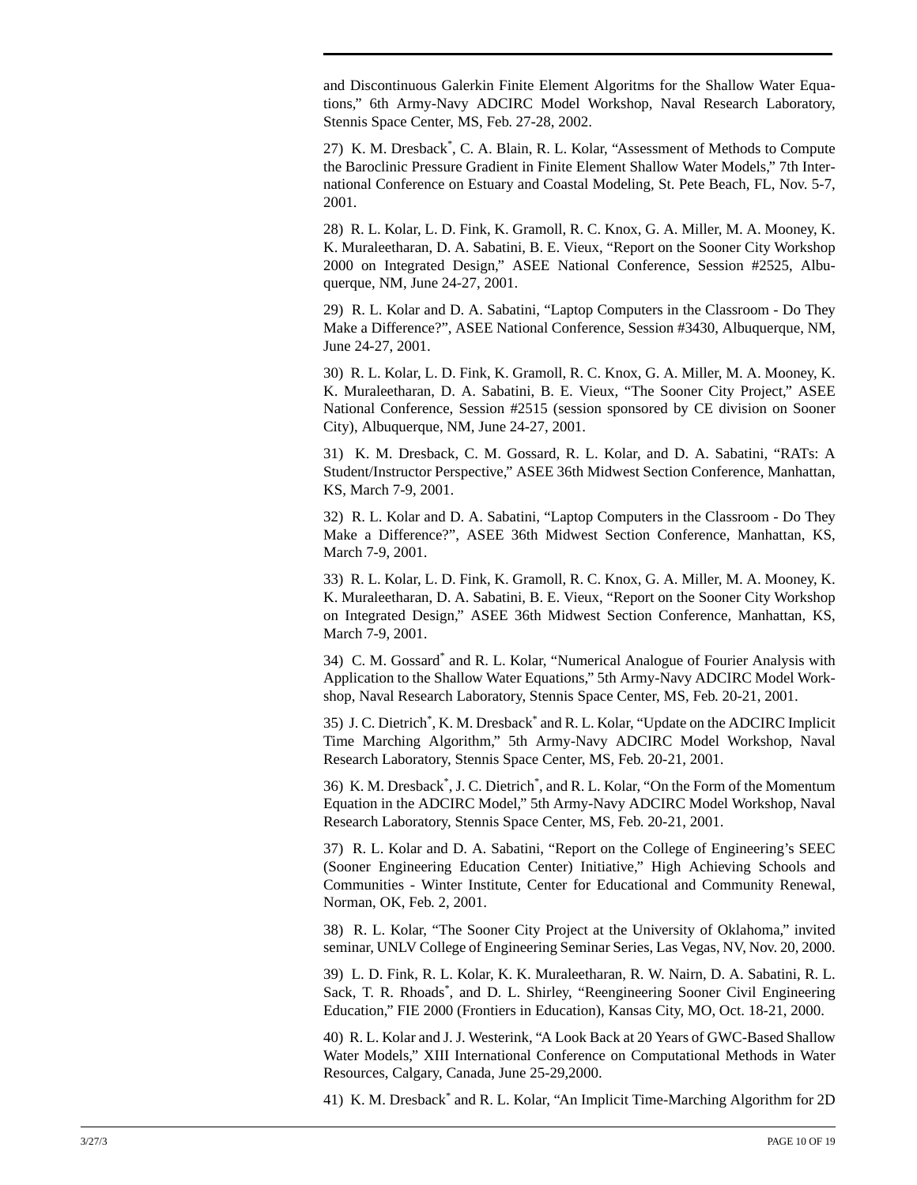and Discontinuous Galerkin Finite Element Algoritms for the Shallow Water Equations," 6th Army-Navy ADCIRC Model Workshop, Naval Research Laboratory, Stennis Space Center, MS, Feb. 27-28, 2002.

27) K. M. Dresback[*], C. A. Blain, R. L. Kolar, "Assessment of Methods to Compute the Baroclinic Pressure Gradient in Finite Element Shallow Water Models," 7th International Conference on Estuary and Coastal Modeling, St. Pete Beach, FL, Nov. 5-7, 2001.

28) R. L. Kolar, L. D. Fink, K. Gramoll, R. C. Knox, G. A. Miller, M. A. Mooney, K. K. Muraleetharan, D. A. Sabatini, B. E. Vieux, "Report on the Sooner City Workshop 2000 on Integrated Design," ASEE National Conference, Session #2525, Albuquerque, NM, June 24-27, 2001.

29) R. L. Kolar and D. A. Sabatini, "Laptop Computers in the Classroom - Do They Make a Difference?", ASEE National Conference, Session #3430, Albuquerque, NM, June 24-27, 2001.

30) R. L. Kolar, L. D. Fink, K. Gramoll, R. C. Knox, G. A. Miller, M. A. Mooney, K. K. Muraleetharan, D. A. Sabatini, B. E. Vieux, "The Sooner City Project," ASEE National Conference, Session #2515 (session sponsored by CE division on Sooner City), Albuquerque, NM, June 24-27, 2001.

31) K. M. Dresback, C. M. Gossard, R. L. Kolar, and D. A. Sabatini, "RATs: A Student/Instructor Perspective," ASEE 36th Midwest Section Conference, Manhattan, KS, March 7-9, 2001.

32) R. L. Kolar and D. A. Sabatini, "Laptop Computers in the Classroom - Do They Make a Difference?", ASEE 36th Midwest Section Conference, Manhattan, KS, March 7-9, 2001.

33) R. L. Kolar, L. D. Fink, K. Gramoll, R. C. Knox, G. A. Miller, M. A. Mooney, K. K. Muraleetharan, D. A. Sabatini, B. E. Vieux, "Report on the Sooner City Workshop on Integrated Design," ASEE 36th Midwest Section Conference, Manhattan, KS, March 7-9, 2001.

34) C. M. Gossard[*] and R. L. Kolar, "Numerical Analogue of Fourier Analysis with Application to the Shallow Water Equations," 5th Army-Navy ADCIRC Model Workshop, Naval Research Laboratory, Stennis Space Center, MS, Feb. 20-21, 2001.

35) J. C. Dietrich[*], K. M. Dresback[*] and R. L. Kolar, "Update on the ADCIRC Implicit Time Marching Algorithm," 5th Army-Navy ADCIRC Model Workshop, Naval Research Laboratory, Stennis Space Center, MS, Feb. 20-21, 2001.

36) K. M. Dresback[*], J. C. Dietrich[*], and R. L. Kolar, "On the Form of the Momentum Equation in the ADCIRC Model," 5th Army-Navy ADCIRC Model Workshop, Naval Research Laboratory, Stennis Space Center, MS, Feb. 20-21, 2001.

37) R. L. Kolar and D. A. Sabatini, "Report on the College of Engineering's SEEC (Sooner Engineering Education Center) Initiative," High Achieving Schools and Communities - Winter Institute, Center for Educational and Community Renewal, Norman, OK, Feb. 2, 2001.

38) R. L. Kolar, "The Sooner City Project at the University of Oklahoma," invited seminar, UNLV College of Engineering Seminar Series, Las Vegas, NV, Nov. 20, 2000.

39) L. D. Fink, R. L. Kolar, K. K. Muraleetharan, R. W. Nairn, D. A. Sabatini, R. L. Sack, T. R. Rhoads[*], and D. L. Shirley, "Reengineering Sooner Civil Engineering Education," FIE 2000 (Frontiers in Education), Kansas City, MO, Oct. 18-21, 2000.

40) R. L. Kolar and J. J. Westerink, "A Look Back at 20 Years of GWC-Based Shallow Water Models," XIII International Conference on Computational Methods in Water Resources, Calgary, Canada, June 25-29,2000.

41) K. M. Dresback[*] and R. L. Kolar, "An Implicit Time-Marching Algorithm for 2D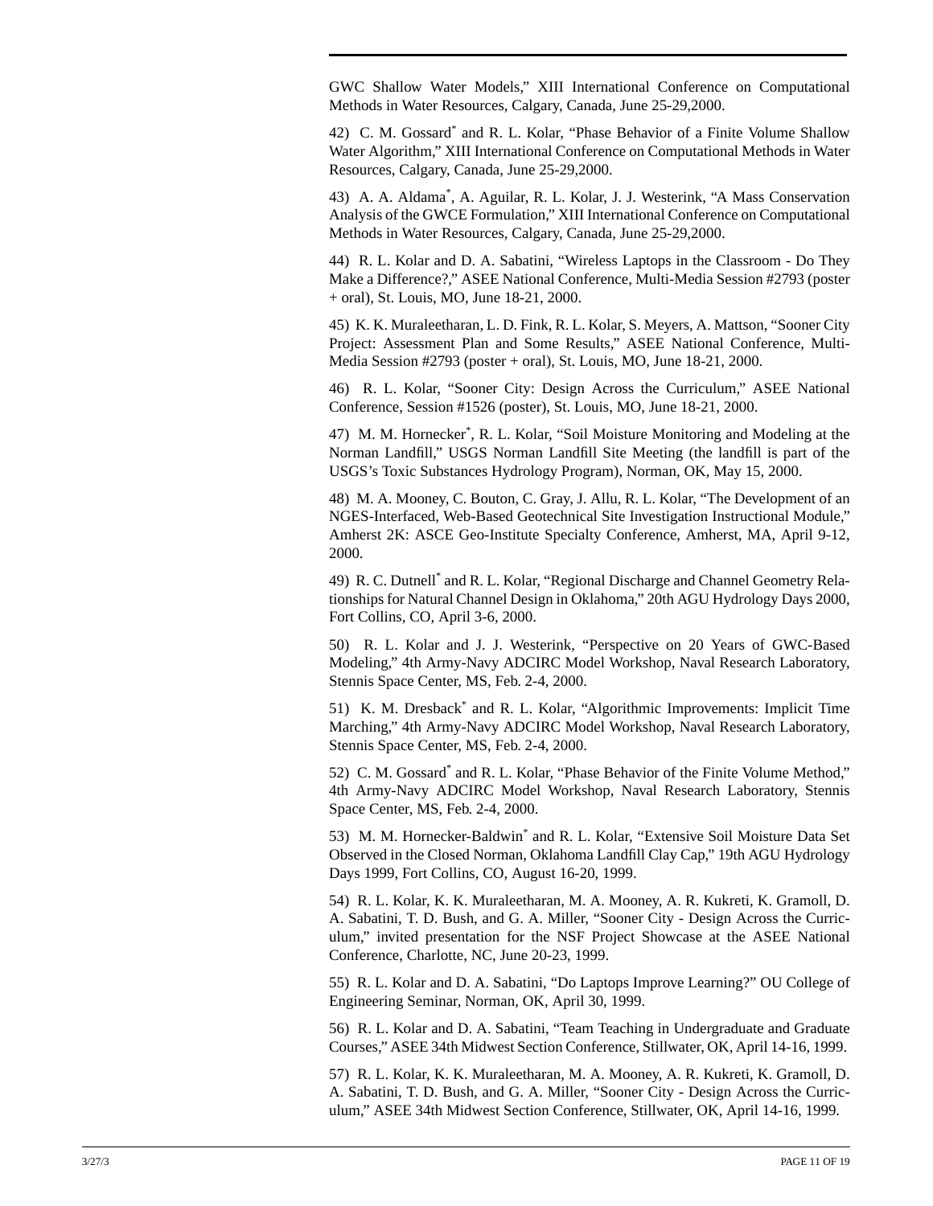GWC Shallow Water Models," XIII International Conference on Computational Methods in Water Resources, Calgary, Canada, June 25-29,2000.

42) C. M. Gossard* and R. L. Kolar, "Phase Behavior of a Finite Volume Shallow Water Algorithm," XIII International Conference on Computational Methods in Water Resources, Calgary, Canada, June 25-29,2000.

43) A. A. Aldama*, A. Aguilar, R. L. Kolar, J. J. Westerink, "A Mass Conservation Analysis of the GWCE Formulation," XIII International Conference on Computational Methods in Water Resources, Calgary, Canada, June 25-29,2000.

44) R. L. Kolar and D. A. Sabatini, "Wireless Laptops in the Classroom - Do They Make a Difference?," ASEE National Conference, Multi-Media Session #2793 (poster + oral), St. Louis, MO, June 18-21, 2000.

45) K. K. Muraleetharan, L. D. Fink, R. L. Kolar, S. Meyers, A. Mattson, "Sooner City Project: Assessment Plan and Some Results," ASEE National Conference, Multi-Media Session #2793 (poster + oral), St. Louis, MO, June 18-21, 2000.

46) R. L. Kolar, "Sooner City: Design Across the Curriculum," ASEE National Conference, Session #1526 (poster), St. Louis, MO, June 18-21, 2000.

47) M. M. Hornecker*, R. L. Kolar, "Soil Moisture Monitoring and Modeling at the Norman Landfill," USGS Norman Landfill Site Meeting (the landfill is part of the USGS's Toxic Substances Hydrology Program), Norman, OK, May 15, 2000.

48) M. A. Mooney, C. Bouton, C. Gray, J. Allu, R. L. Kolar, "The Development of an NGES-Interfaced, Web-Based Geotechnical Site Investigation Instructional Module," Amherst 2K: ASCE Geo-Institute Specialty Conference, Amherst, MA, April 9-12, 2000.

49) R. C. Dutnell* and R. L. Kolar, "Regional Discharge and Channel Geometry Relationships for Natural Channel Design in Oklahoma," 20th AGU Hydrology Days 2000, Fort Collins, CO, April 3-6, 2000.

50) R. L. Kolar and J. J. Westerink, "Perspective on 20 Years of GWC-Based Modeling," 4th Army-Navy ADCIRC Model Workshop, Naval Research Laboratory, Stennis Space Center, MS, Feb. 2-4, 2000.

51) K. M. Dresback* and R. L. Kolar, "Algorithmic Improvements: Implicit Time Marching," 4th Army-Navy ADCIRC Model Workshop, Naval Research Laboratory, Stennis Space Center, MS, Feb. 2-4, 2000.

52) C. M. Gossard* and R. L. Kolar, "Phase Behavior of the Finite Volume Method," 4th Army-Navy ADCIRC Model Workshop, Naval Research Laboratory, Stennis Space Center, MS, Feb. 2-4, 2000.

53) M. M. Hornecker-Baldwin* and R. L. Kolar, "Extensive Soil Moisture Data Set Observed in the Closed Norman, Oklahoma Landfill Clay Cap," 19th AGU Hydrology Days 1999, Fort Collins, CO, August 16-20, 1999.

54) R. L. Kolar, K. K. Muraleetharan, M. A. Mooney, A. R. Kukreti, K. Gramoll, D. A. Sabatini, T. D. Bush, and G. A. Miller, "Sooner City - Design Across the Curriculum," invited presentation for the NSF Project Showcase at the ASEE National Conference, Charlotte, NC, June 20-23, 1999.

55) R. L. Kolar and D. A. Sabatini, "Do Laptops Improve Learning?" OU College of Engineering Seminar, Norman, OK, April 30, 1999.

56) R. L. Kolar and D. A. Sabatini, "Team Teaching in Undergraduate and Graduate Courses," ASEE 34th Midwest Section Conference, Stillwater, OK, April 14-16, 1999.

57) R. L. Kolar, K. K. Muraleetharan, M. A. Mooney, A. R. Kukreti, K. Gramoll, D. A. Sabatini, T. D. Bush, and G. A. Miller, "Sooner City - Design Across the Curriculum," ASEE 34th Midwest Section Conference, Stillwater, OK, April 14-16, 1999.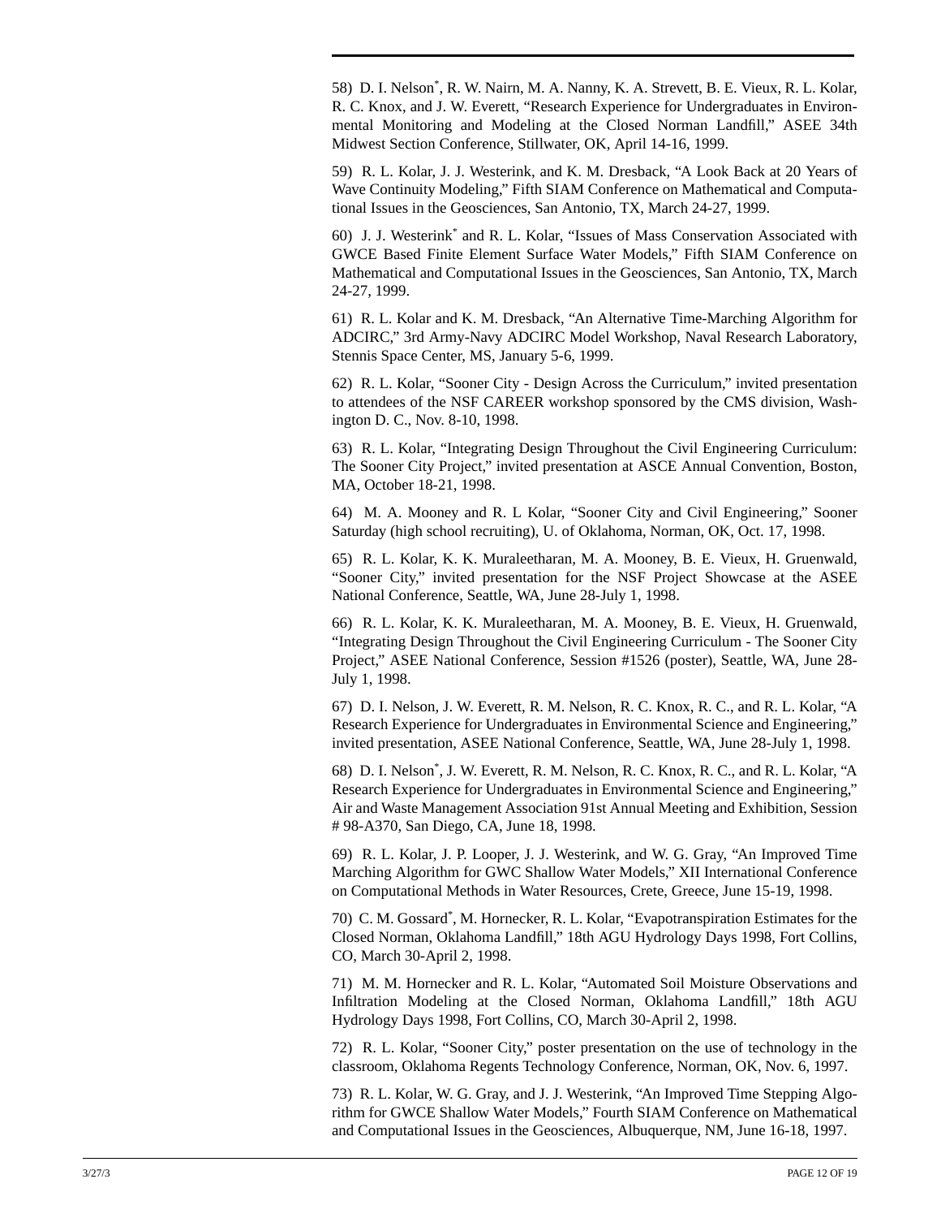58) D. I. Nelson*, R. W. Nairn, M. A. Nanny, K. A. Strevett, B. E. Vieux, R. L. Kolar, R. C. Knox, and J. W. Everett, "Research Experience for Undergraduates in Environmental Monitoring and Modeling at the Closed Norman Landfill," ASEE 34th Midwest Section Conference, Stillwater, OK, April 14-16, 1999.

59) R. L. Kolar, J. J. Westerink, and K. M. Dresback, "A Look Back at 20 Years of Wave Continuity Modeling," Fifth SIAM Conference on Mathematical and Computational Issues in the Geosciences, San Antonio, TX, March 24-27, 1999.

60) J. J. Westerink* and R. L. Kolar, "Issues of Mass Conservation Associated with GWCE Based Finite Element Surface Water Models," Fifth SIAM Conference on Mathematical and Computational Issues in the Geosciences, San Antonio, TX, March 24-27, 1999.

61) R. L. Kolar and K. M. Dresback, "An Alternative Time-Marching Algorithm for ADCIRC," 3rd Army-Navy ADCIRC Model Workshop, Naval Research Laboratory, Stennis Space Center, MS, January 5-6, 1999.

62) R. L. Kolar, "Sooner City - Design Across the Curriculum," invited presentation to attendees of the NSF CAREER workshop sponsored by the CMS division, Washington D. C., Nov. 8-10, 1998.

63) R. L. Kolar, "Integrating Design Throughout the Civil Engineering Curriculum: The Sooner City Project," invited presentation at ASCE Annual Convention, Boston, MA, October 18-21, 1998.

64) M. A. Mooney and R. L Kolar, "Sooner City and Civil Engineering," Sooner Saturday (high school recruiting), U. of Oklahoma, Norman, OK, Oct. 17, 1998.

65) R. L. Kolar, K. K. Muraleetharan, M. A. Mooney, B. E. Vieux, H. Gruenwald, "Sooner City," invited presentation for the NSF Project Showcase at the ASEE National Conference, Seattle, WA, June 28-July 1, 1998.

66) R. L. Kolar, K. K. Muraleetharan, M. A. Mooney, B. E. Vieux, H. Gruenwald, "Integrating Design Throughout the Civil Engineering Curriculum - The Sooner City Project," ASEE National Conference, Session #1526 (poster), Seattle, WA, June 28-July 1, 1998.

67) D. I. Nelson, J. W. Everett, R. M. Nelson, R. C. Knox, R. C., and R. L. Kolar, "A Research Experience for Undergraduates in Environmental Science and Engineering," invited presentation, ASEE National Conference, Seattle, WA, June 28-July 1, 1998.

68) D. I. Nelson*, J. W. Everett, R. M. Nelson, R. C. Knox, R. C., and R. L. Kolar, "A Research Experience for Undergraduates in Environmental Science and Engineering," Air and Waste Management Association 91st Annual Meeting and Exhibition, Session # 98-A370, San Diego, CA, June 18, 1998.

69) R. L. Kolar, J. P. Looper, J. J. Westerink, and W. G. Gray, "An Improved Time Marching Algorithm for GWC Shallow Water Models," XII International Conference on Computational Methods in Water Resources, Crete, Greece, June 15-19, 1998.

70) C. M. Gossard*, M. Hornecker, R. L. Kolar, "Evapotranspiration Estimates for the Closed Norman, Oklahoma Landfill," 18th AGU Hydrology Days 1998, Fort Collins, CO, March 30-April 2, 1998.

71) M. M. Hornecker and R. L. Kolar, "Automated Soil Moisture Observations and Infiltration Modeling at the Closed Norman, Oklahoma Landfill," 18th AGU Hydrology Days 1998, Fort Collins, CO, March 30-April 2, 1998.

72) R. L. Kolar, "Sooner City," poster presentation on the use of technology in the classroom, Oklahoma Regents Technology Conference, Norman, OK, Nov. 6, 1997.

73) R. L. Kolar, W. G. Gray, and J. J. Westerink, "An Improved Time Stepping Algorithm for GWCE Shallow Water Models," Fourth SIAM Conference on Mathematical and Computational Issues in the Geosciences, Albuquerque, NM, June 16-18, 1997.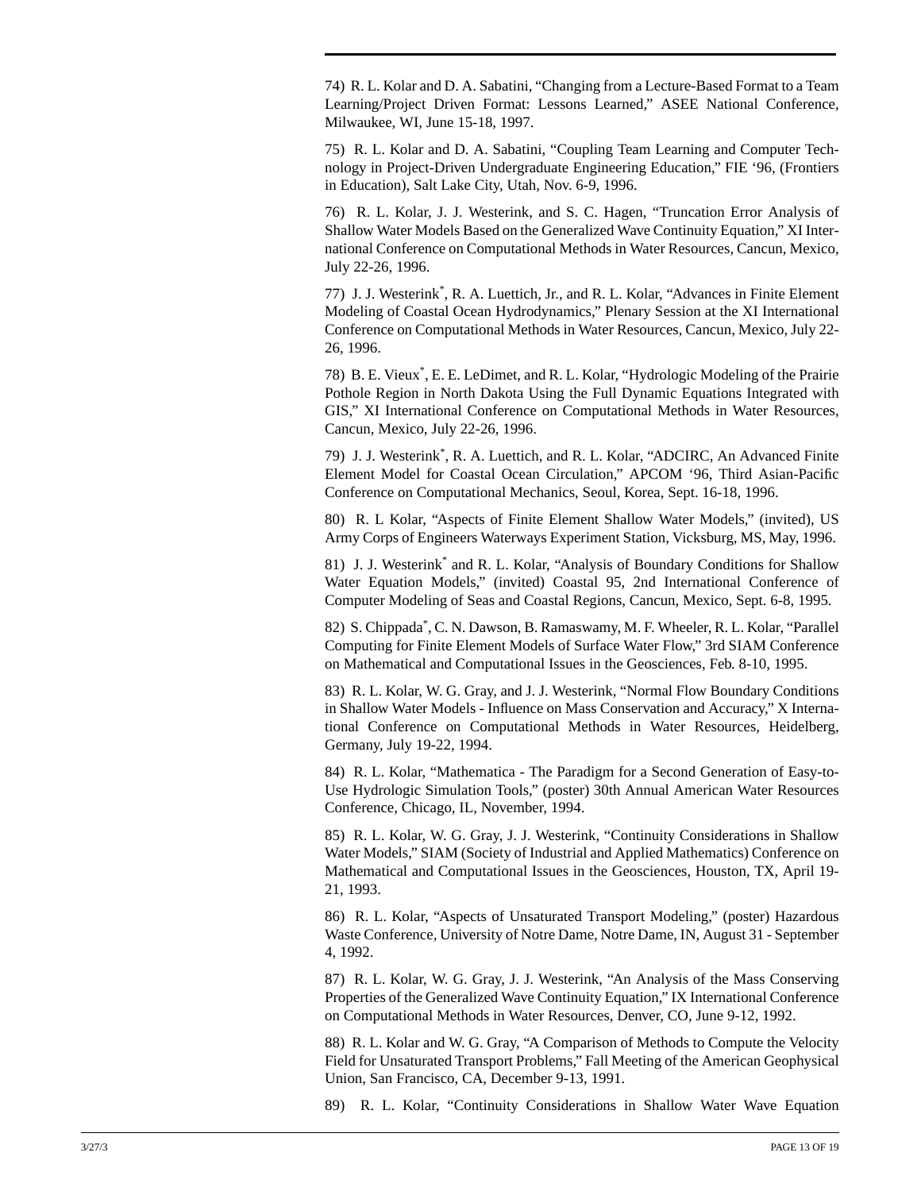74) R. L. Kolar and D. A. Sabatini, "Changing from a Lecture-Based Format to a Team Learning/Project Driven Format: Lessons Learned," ASEE National Conference, Milwaukee, WI, June 15-18, 1997.

75) R. L. Kolar and D. A. Sabatini, "Coupling Team Learning and Computer Technology in Project-Driven Undergraduate Engineering Education," FIE '96, (Frontiers in Education), Salt Lake City, Utah, Nov. 6-9, 1996.

76) R. L. Kolar, J. J. Westerink, and S. C. Hagen, "Truncation Error Analysis of Shallow Water Models Based on the Generalized Wave Continuity Equation," XI International Conference on Computational Methods in Water Resources, Cancun, Mexico, July 22-26, 1996.

77) J. J. Westerink*, R. A. Luettich, Jr., and R. L. Kolar, "Advances in Finite Element Modeling of Coastal Ocean Hydrodynamics," Plenary Session at the XI International Conference on Computational Methods in Water Resources, Cancun, Mexico, July 22-26, 1996.

78) B. E. Vieux*, E. E. LeDimet, and R. L. Kolar, "Hydrologic Modeling of the Prairie Pothole Region in North Dakota Using the Full Dynamic Equations Integrated with GIS," XI International Conference on Computational Methods in Water Resources, Cancun, Mexico, July 22-26, 1996.

79) J. J. Westerink*, R. A. Luettich, and R. L. Kolar, "ADCIRC, An Advanced Finite Element Model for Coastal Ocean Circulation," APCOM '96, Third Asian-Pacific Conference on Computational Mechanics, Seoul, Korea, Sept. 16-18, 1996.

80) R. L Kolar, "Aspects of Finite Element Shallow Water Models," (invited), US Army Corps of Engineers Waterways Experiment Station, Vicksburg, MS, May, 1996.

81) J. J. Westerink* and R. L. Kolar, "Analysis of Boundary Conditions for Shallow Water Equation Models," (invited) Coastal 95, 2nd International Conference of Computer Modeling of Seas and Coastal Regions, Cancun, Mexico, Sept. 6-8, 1995.

82) S. Chippada*, C. N. Dawson, B. Ramaswamy, M. F. Wheeler, R. L. Kolar, "Parallel Computing for Finite Element Models of Surface Water Flow," 3rd SIAM Conference on Mathematical and Computational Issues in the Geosciences, Feb. 8-10, 1995.

83) R. L. Kolar, W. G. Gray, and J. J. Westerink, "Normal Flow Boundary Conditions in Shallow Water Models - Influence on Mass Conservation and Accuracy," X International Conference on Computational Methods in Water Resources, Heidelberg, Germany, July 19-22, 1994.

84) R. L. Kolar, "Mathematica - The Paradigm for a Second Generation of Easy-to-Use Hydrologic Simulation Tools," (poster) 30th Annual American Water Resources Conference, Chicago, IL, November, 1994.

85) R. L. Kolar, W. G. Gray, J. J. Westerink, "Continuity Considerations in Shallow Water Models," SIAM (Society of Industrial and Applied Mathematics) Conference on Mathematical and Computational Issues in the Geosciences, Houston, TX, April 19-21, 1993.

86) R. L. Kolar, "Aspects of Unsaturated Transport Modeling," (poster) Hazardous Waste Conference, University of Notre Dame, Notre Dame, IN, August 31 - September 4, 1992.

87) R. L. Kolar, W. G. Gray, J. J. Westerink, "An Analysis of the Mass Conserving Properties of the Generalized Wave Continuity Equation," IX International Conference on Computational Methods in Water Resources, Denver, CO, June 9-12, 1992.

88) R. L. Kolar and W. G. Gray, "A Comparison of Methods to Compute the Velocity Field for Unsaturated Transport Problems," Fall Meeting of the American Geophysical Union, San Francisco, CA, December 9-13, 1991.

89) R. L. Kolar, "Continuity Considerations in Shallow Water Wave Equation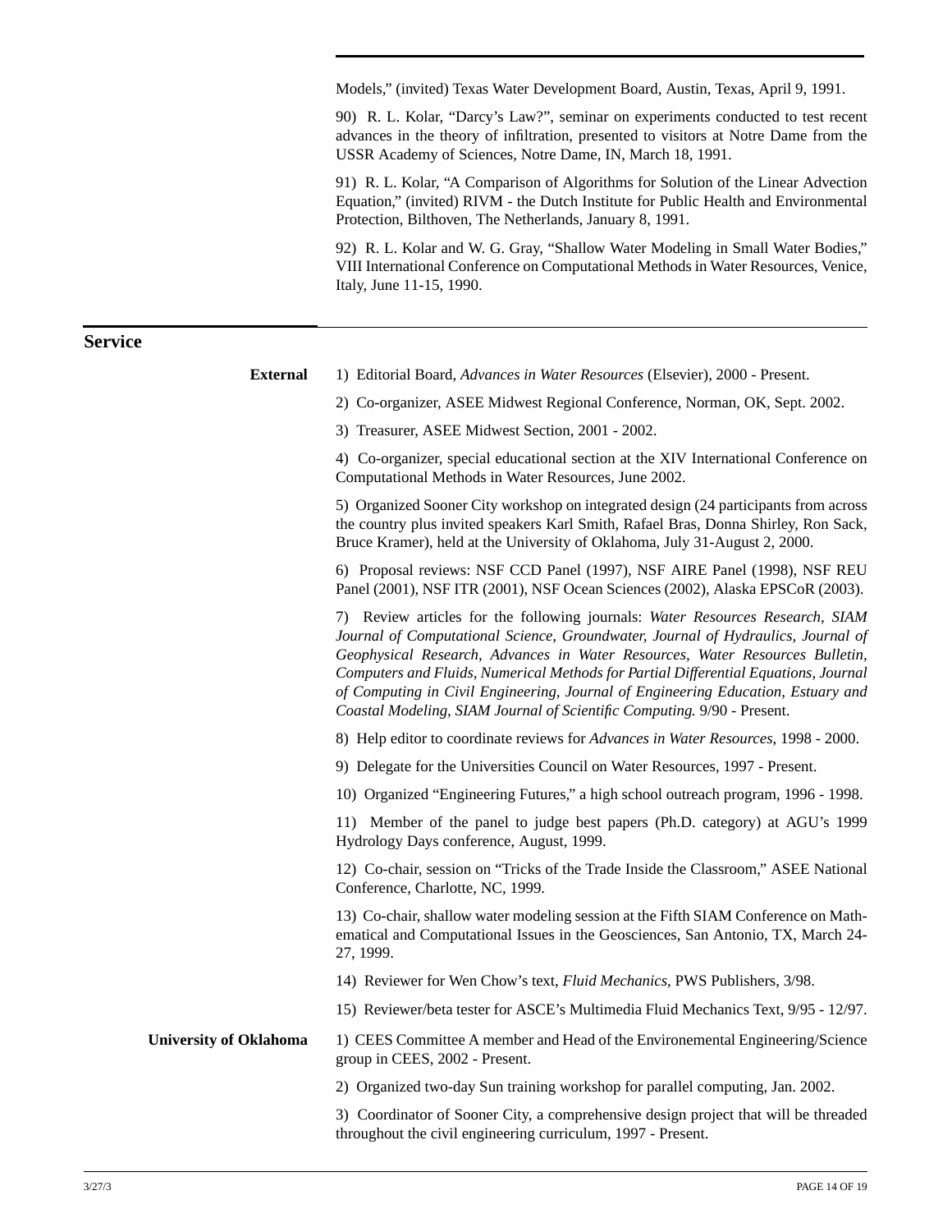Models," (invited) Texas Water Development Board, Austin, Texas, April 9, 1991.

90) R. L. Kolar, "Darcy's Law?", seminar on experiments conducted to test recent advances in the theory of infiltration, presented to visitors at Notre Dame from the USSR Academy of Sciences, Notre Dame, IN, March 18, 1991.

91) R. L. Kolar, "A Comparison of Algorithms for Solution of the Linear Advection Equation," (invited) RIVM - the Dutch Institute for Public Health and Environmental Protection, Bilthoven, The Netherlands, January 8, 1991.

92) R. L. Kolar and W. G. Gray, "Shallow Water Modeling in Small Water Bodies," VIII International Conference on Computational Methods in Water Resources, Venice, Italy, June 11-15, 1990.

## Service

**External**

1) Editorial Board, *Advances in Water Resources* (Elsevier), 2000 - Present.

2) Co-organizer, ASEE Midwest Regional Conference, Norman, OK, Sept. 2002.

3) Treasurer, ASEE Midwest Section, 2001 - 2002.

4) Co-organizer, special educational section at the XIV International Conference on Computational Methods in Water Resources, June 2002.

5) Organized Sooner City workshop on integrated design (24 participants from across the country plus invited speakers Karl Smith, Rafael Bras, Donna Shirley, Ron Sack, Bruce Kramer), held at the University of Oklahoma, July 31-August 2, 2000.

6) Proposal reviews: NSF CCD Panel (1997), NSF AIRE Panel (1998), NSF REU Panel (2001), NSF ITR (2001), NSF Ocean Sciences (2002), Alaska EPSCoR (2003).

7) Review articles for the following journals: *Water Resources Research, SIAM Journal of Computational Science, Groundwater, Journal of Hydraulics, Journal of Geophysical Research, Advances in Water Resources, Water Resources Bulletin, Computers and Fluids, Numerical Methods for Partial Differential Equations, Journal of Computing in Civil Engineering, Journal of Engineering Education, Estuary and Coastal Modeling, SIAM Journal of Scientific Computing.* 9/90 - Present.

8) Help editor to coordinate reviews for *Advances in Water Resources*, 1998 - 2000.

9) Delegate for the Universities Council on Water Resources, 1997 - Present.

10) Organized "Engineering Futures," a high school outreach program, 1996 - 1998.

11) Member of the panel to judge best papers (Ph.D. category) at AGU's 1999 Hydrology Days conference, August, 1999.

12) Co-chair, session on "Tricks of the Trade Inside the Classroom," ASEE National Conference, Charlotte, NC, 1999.

13) Co-chair, shallow water modeling session at the Fifth SIAM Conference on Mathematical and Computational Issues in the Geosciences, San Antonio, TX, March 24-27, 1999.

14) Reviewer for Wen Chow's text, *Fluid Mechanics*, PWS Publishers, 3/98.

15) Reviewer/beta tester for ASCE's Multimedia Fluid Mechanics Text, 9/95 - 12/97.

**University of Oklahoma**

1) CEES Committee A member and Head of the Environemental Engineering/Science group in CEES, 2002 - Present.

2) Organized two-day Sun training workshop for parallel computing, Jan. 2002.

3) Coordinator of Sooner City, a comprehensive design project that will be threaded throughout the civil engineering curriculum, 1997 - Present.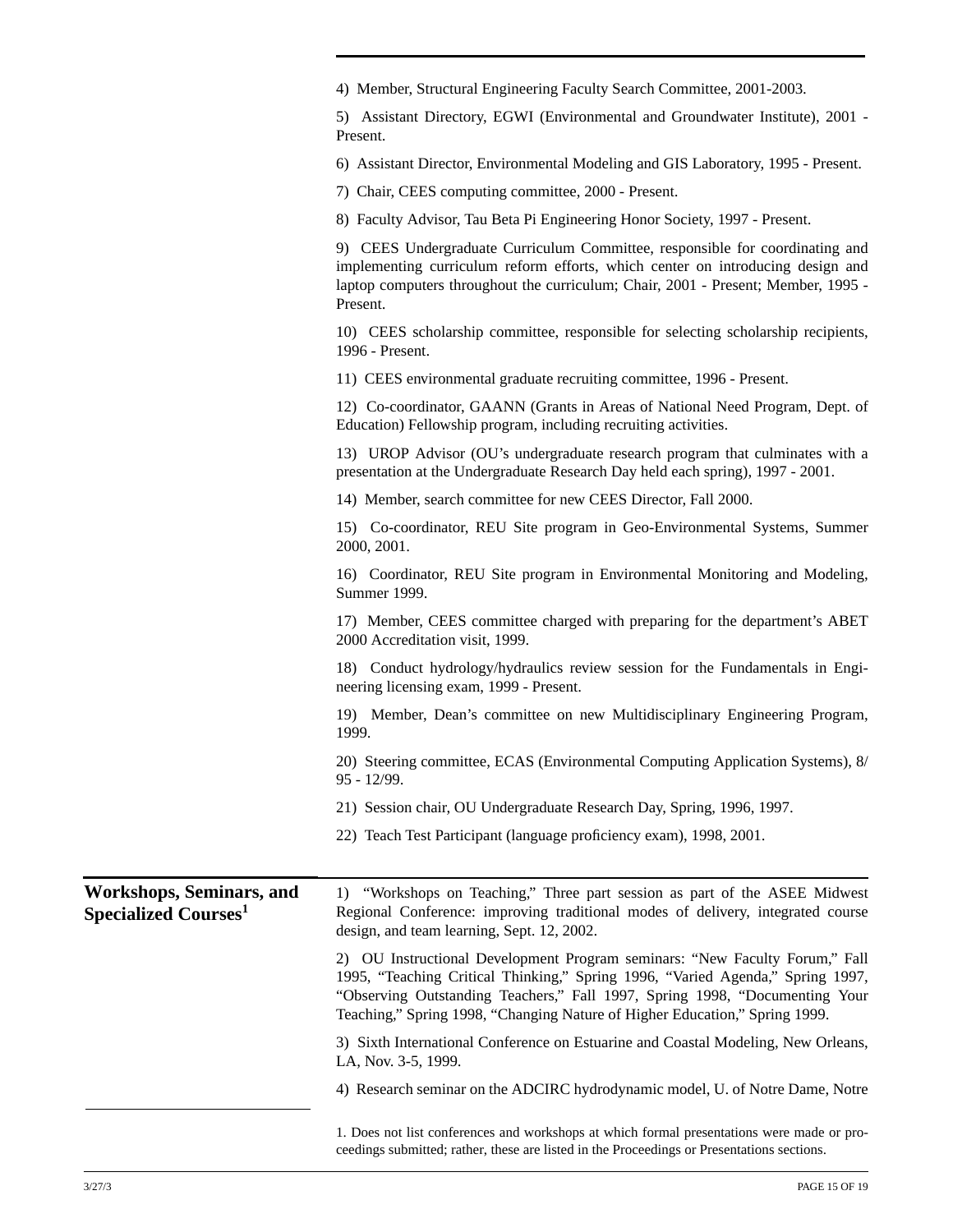4) Member, Structural Engineering Faculty Search Committee, 2001-2003.

5) Assistant Directory, EGWI (Environmental and Groundwater Institute), 2001 - Present.

6) Assistant Director, Environmental Modeling and GIS Laboratory, 1995 - Present.

7) Chair, CEES computing committee, 2000 - Present.

8) Faculty Advisor, Tau Beta Pi Engineering Honor Society, 1997 - Present.

9) CEES Undergraduate Curriculum Committee, responsible for coordinating and implementing curriculum reform efforts, which center on introducing design and laptop computers throughout the curriculum; Chair, 2001 - Present; Member, 1995 - Present.

10) CEES scholarship committee, responsible for selecting scholarship recipients, 1996 - Present.

11) CEES environmental graduate recruiting committee, 1996 - Present.

12) Co-coordinator, GAANN (Grants in Areas of National Need Program, Dept. of Education) Fellowship program, including recruiting activities.

13) UROP Advisor (OU's undergraduate research program that culminates with a presentation at the Undergraduate Research Day held each spring), 1997 - 2001.

14) Member, search committee for new CEES Director, Fall 2000.

15) Co-coordinator, REU Site program in Geo-Environmental Systems, Summer 2000, 2001.

16) Coordinator, REU Site program in Environmental Monitoring and Modeling, Summer 1999.

17) Member, CEES committee charged with preparing for the department's ABET 2000 Accreditation visit, 1999.

18) Conduct hydrology/hydraulics review session for the Fundamentals in Engineering licensing exam, 1999 - Present.

19) Member, Dean's committee on new Multidisciplinary Engineering Program, 1999.

20) Steering committee, ECAS (Environmental Computing Application Systems), 8/95 - 12/99.

21) Session chair, OU Undergraduate Research Day, Spring, 1996, 1997.

22) Teach Test Participant (language proficiency exam), 1998, 2001.

## Workshops, Seminars, and Specialized Courses[1]

1) "Workshops on Teaching," Three part session as part of the ASEE Midwest Regional Conference: improving traditional modes of delivery, integrated course design, and team learning, Sept. 12, 2002.

2) OU Instructional Development Program seminars: "New Faculty Forum," Fall 1995, "Teaching Critical Thinking," Spring 1996, "Varied Agenda," Spring 1997, "Observing Outstanding Teachers," Fall 1997, Spring 1998, "Documenting Your Teaching," Spring 1998, "Changing Nature of Higher Education," Spring 1999.

3) Sixth International Conference on Estuarine and Coastal Modeling, New Orleans, LA, Nov. 3-5, 1999.

4) Research seminar on the ADCIRC hydrodynamic model, U. of Notre Dame, Notre

1. Does not list conferences and workshops at which formal presentations were made or proceedings submitted; rather, these are listed in the Proceedings or Presentations sections.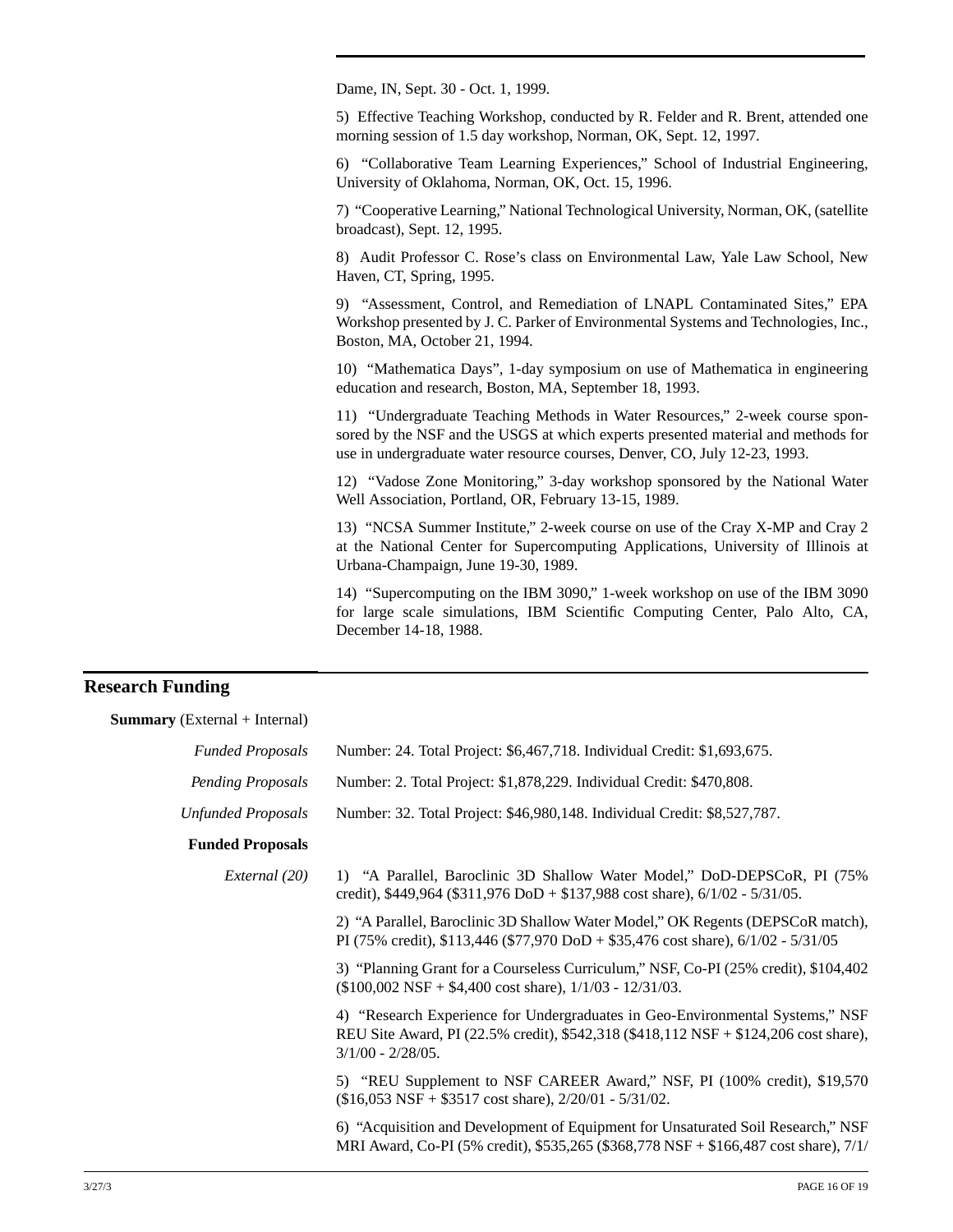Dame, IN, Sept. 30 - Oct. 1, 1999.

5) Effective Teaching Workshop, conducted by R. Felder and R. Brent, attended one morning session of 1.5 day workshop, Norman, OK, Sept. 12, 1997.

6) "Collaborative Team Learning Experiences," School of Industrial Engineering, University of Oklahoma, Norman, OK, Oct. 15, 1996.

7) "Cooperative Learning," National Technological University, Norman, OK, (satellite broadcast), Sept. 12, 1995.

8) Audit Professor C. Rose's class on Environmental Law, Yale Law School, New Haven, CT, Spring, 1995.

9) "Assessment, Control, and Remediation of LNAPL Contaminated Sites," EPA Workshop presented by J. C. Parker of Environmental Systems and Technologies, Inc., Boston, MA, October 21, 1994.

10) "Mathematica Days", 1-day symposium on use of Mathematica in engineering education and research, Boston, MA, September 18, 1993.

11) "Undergraduate Teaching Methods in Water Resources," 2-week course sponsored by the NSF and the USGS at which experts presented material and methods for use in undergraduate water resource courses, Denver, CO, July 12-23, 1993.

12) "Vadose Zone Monitoring," 3-day workshop sponsored by the National Water Well Association, Portland, OR, February 13-15, 1989.

13) "NCSA Summer Institute," 2-week course on use of the Cray X-MP and Cray 2 at the National Center for Supercomputing Applications, University of Illinois at Urbana-Champaign, June 19-30, 1989.

14) "Supercomputing on the IBM 3090," 1-week workshop on use of the IBM 3090 for large scale simulations, IBM Scientific Computing Center, Palo Alto, CA, December 14-18, 1988.

## Research Funding

**Summary** (External + Internal)

*Funded Proposals* Number: 24. Total Project: $6,467,718. Individual Credit: $1,693,675.

*Pending Proposals* Number: 2. Total Project: $1,878,229. Individual Credit: $470,808.

*Unfunded Proposals* Number: 32. Total Project: $46,980,148. Individual Credit: $8,527,787.

**Funded Proposals**

*External (20)*

1) "A Parallel, Baroclinic 3D Shallow Water Model," DoD-DEPSCoR, PI (75% credit), $449,964 ($311,976 DoD + $137,988 cost share), 6/1/02 - 5/31/05.

2) "A Parallel, Baroclinic 3D Shallow Water Model," OK Regents (DEPSCoR match), PI (75% credit), $113,446 ($77,970 DoD + $35,476 cost share), 6/1/02 - 5/31/05

3) "Planning Grant for a Courseless Curriculum," NSF, Co-PI (25% credit), $104,402 ($100,002 NSF + $4,400 cost share), 1/1/03 - 12/31/03.

4) "Research Experience for Undergraduates in Geo-Environmental Systems," NSF REU Site Award, PI (22.5% credit), $542,318 ($418,112 NSF + $124,206 cost share), 3/1/00 - 2/28/05.

5) "REU Supplement to NSF CAREER Award," NSF, PI (100% credit), $19,570 ($16,053 NSF + $3517 cost share), 2/20/01 - 5/31/02.

6) "Acquisition and Development of Equipment for Unsaturated Soil Research," NSF MRI Award, Co-PI (5% credit), $535,265 ($368,778 NSF + $166,487 cost share), 7/1/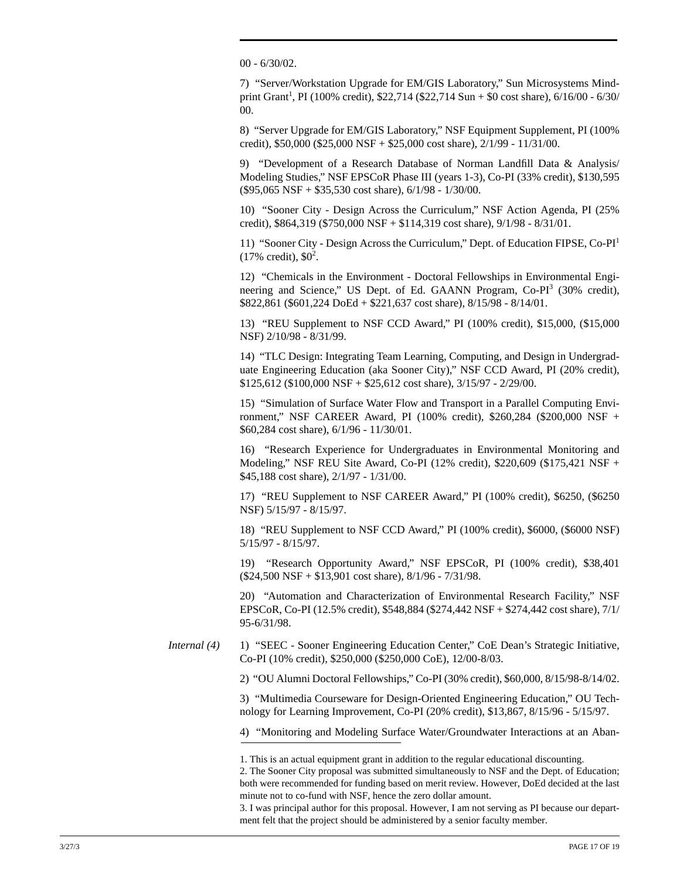00 - 6/30/02.

7) "Server/Workstation Upgrade for EM/GIS Laboratory," Sun Microsystems Mindprint Grant[1], PI (100% credit), $22,714 ($22,714 Sun + $0 cost share), 6/16/00 - 6/30/00.

8) "Server Upgrade for EM/GIS Laboratory," NSF Equipment Supplement, PI (100% credit), $50,000 ($25,000 NSF + $25,000 cost share), 2/1/99 - 11/31/00.

9) "Development of a Research Database of Norman Landfill Data & Analysis/ Modeling Studies," NSF EPSCoR Phase III (years 1-3), Co-PI (33% credit), $130,595 ($95,065 NSF + $35,530 cost share), 6/1/98 - 1/30/00.

10) "Sooner City - Design Across the Curriculum," NSF Action Agenda, PI (25% credit), $864,319 ($750,000 NSF + $114,319 cost share), 9/1/98 - 8/31/01.

11) "Sooner City - Design Across the Curriculum," Dept. of Education FIPSE, Co-PI[1] (17% credit), $0[2].

12) "Chemicals in the Environment - Doctoral Fellowships in Environmental Engineering and Science," US Dept. of Ed. GAANN Program, Co-PI[3] (30% credit), $822,861 ($601,224 DoEd + $221,637 cost share), 8/15/98 - 8/14/01.

13) "REU Supplement to NSF CCD Award," PI (100% credit), $15,000, ($15,000 NSF) 2/10/98 - 8/31/99.

14) "TLC Design: Integrating Team Learning, Computing, and Design in Undergraduate Engineering Education (aka Sooner City)," NSF CCD Award, PI (20% credit), $125,612 ($100,000 NSF + $25,612 cost share), 3/15/97 - 2/29/00.

15) "Simulation of Surface Water Flow and Transport in a Parallel Computing Environment," NSF CAREER Award, PI (100% credit), $260,284 ($200,000 NSF + $60,284 cost share), 6/1/96 - 11/30/01.

16) "Research Experience for Undergraduates in Environmental Monitoring and Modeling," NSF REU Site Award, Co-PI (12% credit), $220,609 ($175,421 NSF + $45,188 cost share), 2/1/97 - 1/31/00.

17) "REU Supplement to NSF CAREER Award," PI (100% credit), $6250, ($6250 NSF) 5/15/97 - 8/15/97.

18) "REU Supplement to NSF CCD Award," PI (100% credit), $6000, ($6000 NSF) 5/15/97 - 8/15/97.

19) "Research Opportunity Award," NSF EPSCoR, PI (100% credit), $38,401 ($24,500 NSF + $13,901 cost share), 8/1/96 - 7/31/98.

20) "Automation and Characterization of Environmental Research Facility," NSF EPSCoR, Co-PI (12.5% credit), $548,884 ($274,442 NSF + $274,442 cost share), 7/1/95-6/31/98.

*Internal (4)*

1) "SEEC - Sooner Engineering Education Center," CoE Dean's Strategic Initiative, Co-PI (10% credit), $250,000 ($250,000 CoE), 12/00-8/03.

2) "OU Alumni Doctoral Fellowships," Co-PI (30% credit), $60,000, 8/15/98-8/14/02.

3) "Multimedia Courseware for Design-Oriented Engineering Education," OU Technology for Learning Improvement, Co-PI (20% credit), $13,867, 8/15/96 - 5/15/97.

4) "Monitoring and Modeling Surface Water/Groundwater Interactions at an Aban-

---

1. This is an actual equipment grant in addition to the regular educational discounting.

2. The Sooner City proposal was submitted simultaneously to NSF and the Dept. of Education; both were recommended for funding based on merit review. However, DoEd decided at the last minute not to co-fund with NSF, hence the zero dollar amount.

3. I was principal author for this proposal. However, I am not serving as PI because our department felt that the project should be administered by a senior faculty member.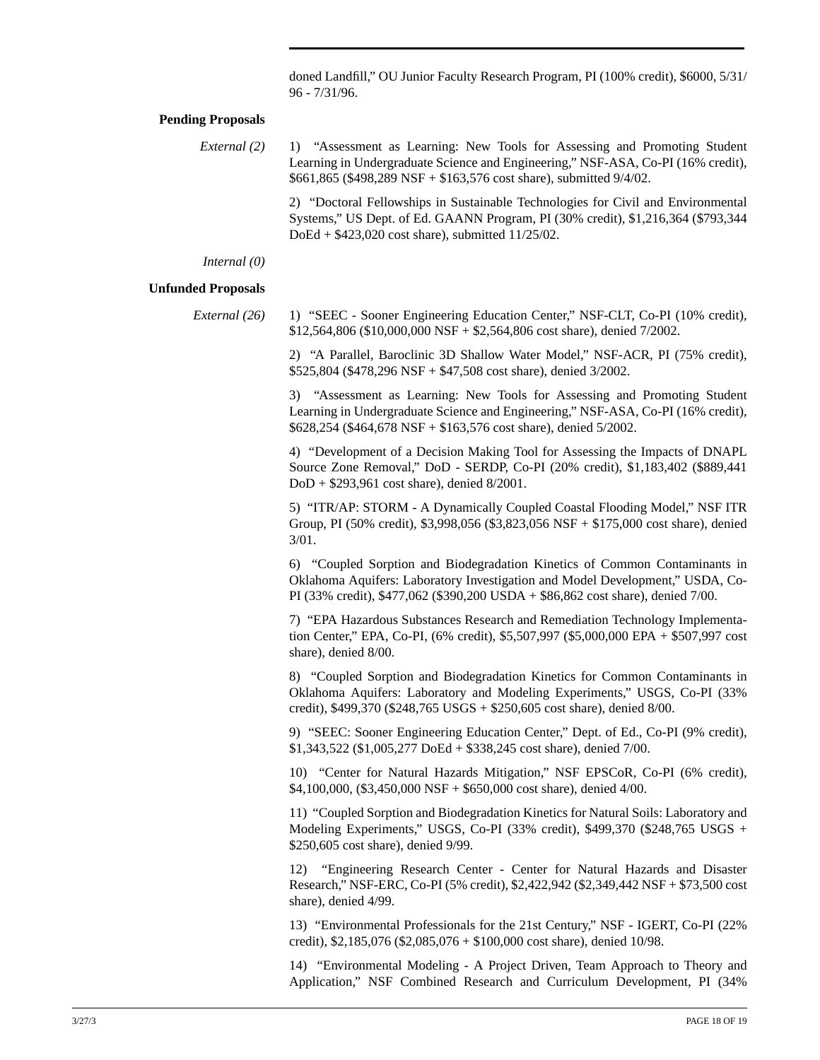doned Landfill," OU Junior Faculty Research Program, PI (100% credit), $6000, 5/31/96 - 7/31/96.

**Pending Proposals**

*External (2)*

1) "Assessment as Learning: New Tools for Assessing and Promoting Student Learning in Undergraduate Science and Engineering," NSF-ASA, Co-PI (16% credit), $661,865 ($498,289 NSF + $163,576 cost share), submitted 9/4/02.

2) "Doctoral Fellowships in Sustainable Technologies for Civil and Environmental Systems," US Dept. of Ed. GAANN Program, PI (30% credit), $1,216,364 ($793,344 DoEd + $423,020 cost share), submitted 11/25/02.

*Internal (0)*

**Unfunded Proposals**

*External (26)*

1) "SEEC - Sooner Engineering Education Center," NSF-CLT, Co-PI (10% credit), $12,564,806 ($10,000,000 NSF + $2,564,806 cost share), denied 7/2002.

2) "A Parallel, Baroclinic 3D Shallow Water Model," NSF-ACR, PI (75% credit), $525,804 ($478,296 NSF + $47,508 cost share), denied 3/2002.

3) "Assessment as Learning: New Tools for Assessing and Promoting Student Learning in Undergraduate Science and Engineering," NSF-ASA, Co-PI (16% credit), $628,254 ($464,678 NSF + $163,576 cost share), denied 5/2002.

4) "Development of a Decision Making Tool for Assessing the Impacts of DNAPL Source Zone Removal," DoD - SERDP, Co-PI (20% credit), $1,183,402 ($889,441 DoD + $293,961 cost share), denied 8/2001.

5) "ITR/AP: STORM - A Dynamically Coupled Coastal Flooding Model," NSF ITR Group, PI (50% credit), $3,998,056 ($3,823,056 NSF + $175,000 cost share), denied 3/01.

6) "Coupled Sorption and Biodegradation Kinetics of Common Contaminants in Oklahoma Aquifers: Laboratory Investigation and Model Development," USDA, Co-PI (33% credit), $477,062 ($390,200 USDA + $86,862 cost share), denied 7/00.

7) "EPA Hazardous Substances Research and Remediation Technology Implementation Center," EPA, Co-PI, (6% credit), $5,507,997 ($5,000,000 EPA + $507,997 cost share), denied 8/00.

8) "Coupled Sorption and Biodegradation Kinetics for Common Contaminants in Oklahoma Aquifers: Laboratory and Modeling Experiments," USGS, Co-PI (33% credit), $499,370 ($248,765 USGS + $250,605 cost share), denied 8/00.

9) "SEEC: Sooner Engineering Education Center," Dept. of Ed., Co-PI (9% credit), $1,343,522 ($1,005,277 DoEd + $338,245 cost share), denied 7/00.

10) "Center for Natural Hazards Mitigation," NSF EPSCoR, Co-PI (6% credit), $4,100,000, ($3,450,000 NSF + $650,000 cost share), denied 4/00.

11) "Coupled Sorption and Biodegradation Kinetics for Natural Soils: Laboratory and Modeling Experiments," USGS, Co-PI (33% credit), $499,370 ($248,765 USGS + $250,605 cost share), denied 9/99.

12) "Engineering Research Center - Center for Natural Hazards and Disaster Research," NSF-ERC, Co-PI (5% credit), $2,422,942 ($2,349,442 NSF + $73,500 cost share), denied 4/99.

13) "Environmental Professionals for the 21st Century," NSF - IGERT, Co-PI (22% credit), $2,185,076 ($2,085,076 + $100,000 cost share), denied 10/98.

14) "Environmental Modeling - A Project Driven, Team Approach to Theory and Application," NSF Combined Research and Curriculum Development, PI (34%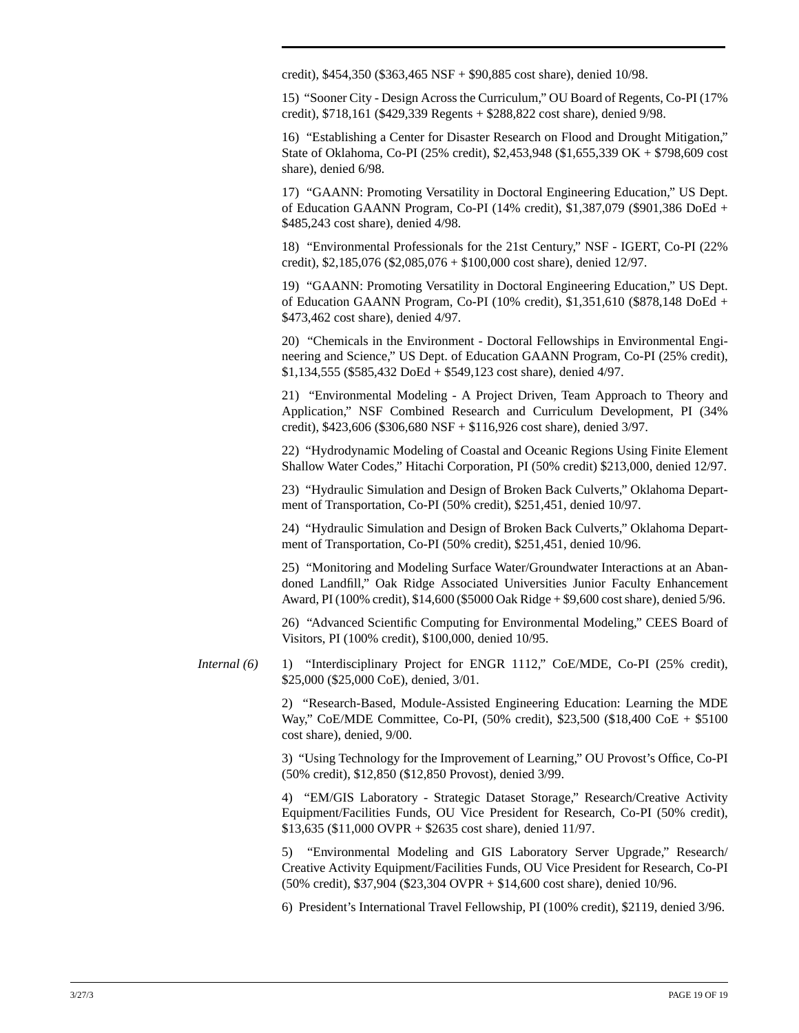credit), $454,350 ($363,465 NSF + $90,885 cost share), denied 10/98.

15) "Sooner City - Design Across the Curriculum," OU Board of Regents, Co-PI (17% credit), $718,161 ($429,339 Regents + $288,822 cost share), denied 9/98.

16) "Establishing a Center for Disaster Research on Flood and Drought Mitigation," State of Oklahoma, Co-PI (25% credit), $2,453,948 ($1,655,339 OK + $798,609 cost share), denied 6/98.

17) "GAANN: Promoting Versatility in Doctoral Engineering Education," US Dept. of Education GAANN Program, Co-PI (14% credit), $1,387,079 ($901,386 DoEd + $485,243 cost share), denied 4/98.

18) "Environmental Professionals for the 21st Century," NSF - IGERT, Co-PI (22% credit), $2,185,076 ($2,085,076 + $100,000 cost share), denied 12/97.

19) "GAANN: Promoting Versatility in Doctoral Engineering Education," US Dept. of Education GAANN Program, Co-PI (10% credit), $1,351,610 ($878,148 DoEd + $473,462 cost share), denied 4/97.

20) "Chemicals in the Environment - Doctoral Fellowships in Environmental Engineering and Science," US Dept. of Education GAANN Program, Co-PI (25% credit), $1,134,555 ($585,432 DoEd + $549,123 cost share), denied 4/97.

21) "Environmental Modeling - A Project Driven, Team Approach to Theory and Application," NSF Combined Research and Curriculum Development, PI (34% credit), $423,606 ($306,680 NSF + $116,926 cost share), denied 3/97.

22) "Hydrodynamic Modeling of Coastal and Oceanic Regions Using Finite Element Shallow Water Codes," Hitachi Corporation, PI (50% credit) $213,000, denied 12/97.

23) "Hydraulic Simulation and Design of Broken Back Culverts," Oklahoma Department of Transportation, Co-PI (50% credit), $251,451, denied 10/97.

24) "Hydraulic Simulation and Design of Broken Back Culverts," Oklahoma Department of Transportation, Co-PI (50% credit), $251,451, denied 10/96.

25) "Monitoring and Modeling Surface Water/Groundwater Interactions at an Abandoned Landfill," Oak Ridge Associated Universities Junior Faculty Enhancement Award, PI (100% credit), $14,600 ($5000 Oak Ridge + $9,600 cost share), denied 5/96.

26) "Advanced Scientific Computing for Environmental Modeling," CEES Board of Visitors, PI (100% credit), $100,000, denied 10/95.

*Internal (6)*

1) "Interdisciplinary Project for ENGR 1112," CoE/MDE, Co-PI (25% credit), $25,000 ($25,000 CoE), denied, 3/01.

2) "Research-Based, Module-Assisted Engineering Education: Learning the MDE Way," CoE/MDE Committee, Co-PI, (50% credit), $23,500 ($18,400 CoE + $5100 cost share), denied, 9/00.

3) "Using Technology for the Improvement of Learning," OU Provost's Office, Co-PI (50% credit), $12,850 ($12,850 Provost), denied 3/99.

4) "EM/GIS Laboratory - Strategic Dataset Storage," Research/Creative Activity Equipment/Facilities Funds, OU Vice President for Research, Co-PI (50% credit), $13,635 ($11,000 OVPR + $2635 cost share), denied 11/97.

5) "Environmental Modeling and GIS Laboratory Server Upgrade," Research/Creative Activity Equipment/Facilities Funds, OU Vice President for Research, Co-PI (50% credit), $37,904 ($23,304 OVPR + $14,600 cost share), denied 10/96.

6) President's International Travel Fellowship, PI (100% credit), $2119, denied 3/96.